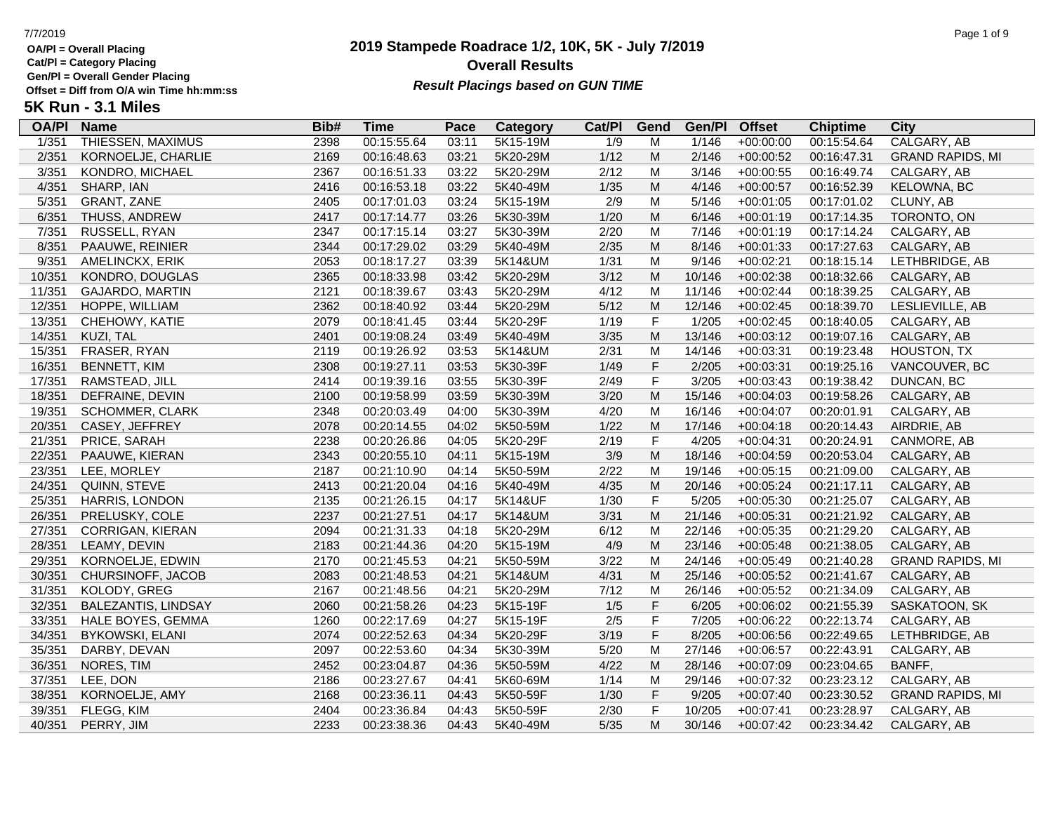OA/Pl = Overall Placing
Cat/Pl = Category Placing
Gen/Pl = Overall Gender Placing
Offset = Diff from O/A win Time hh:mm:ss

# 2019 Stampede Roadrace 1/2, 10K, 5K - July 7/2019

## Overall Results

***Result Placings based on GUN TIME***

## 5K Run - 3.1 Miles

| OA/Pl | Name | Bib# | Time | Pace | Category | Cat/Pl | Gend | Gen/Pl | Offset | Chiptime | City |
|---|---|---|---|---|---|---|---|---|---|---|---|
| 1/351 | THIESSEN, MAXIMUS | 2398 | 00:15:55.64 | 03:11 | 5K15-19M | 1/9 | M | 1/146 | +00:00:00 | 00:15:54.64 | CALGARY, AB |
| 2/351 | KORNOELJE, CHARLIE | 2169 | 00:16:48.63 | 03:21 | 5K20-29M | 1/12 | M | 2/146 | +00:00:52 | 00:16:47.31 | GRAND RAPIDS, MI |
| 3/351 | KONDRO, MICHAEL | 2367 | 00:16:51.33 | 03:22 | 5K20-29M | 2/12 | M | 3/146 | +00:00:55 | 00:16:49.74 | CALGARY, AB |
| 4/351 | SHARP, IAN | 2416 | 00:16:53.18 | 03:22 | 5K40-49M | 1/35 | M | 4/146 | +00:00:57 | 00:16:52.39 | KELOWNA, BC |
| 5/351 | GRANT, ZANE | 2405 | 00:17:01.03 | 03:24 | 5K15-19M | 2/9 | M | 5/146 | +00:01:05 | 00:17:01.02 | CLUNY, AB |
| 6/351 | THUSS, ANDREW | 2417 | 00:17:14.77 | 03:26 | 5K30-39M | 1/20 | M | 6/146 | +00:01:19 | 00:17:14.35 | TORONTO, ON |
| 7/351 | RUSSELL, RYAN | 2347 | 00:17:15.14 | 03:27 | 5K30-39M | 2/20 | M | 7/146 | +00:01:19 | 00:17:14.24 | CALGARY, AB |
| 8/351 | PAAUWE, REINIER | 2344 | 00:17:29.02 | 03:29 | 5K40-49M | 2/35 | M | 8/146 | +00:01:33 | 00:17:27.63 | CALGARY, AB |
| 9/351 | AMELINCKX, ERIK | 2053 | 00:18:17.27 | 03:39 | 5K14&UM | 1/31 | M | 9/146 | +00:02:21 | 00:18:15.14 | LETHBRIDGE, AB |
| 10/351 | KONDRO, DOUGLAS | 2365 | 00:18:33.98 | 03:42 | 5K20-29M | 3/12 | M | 10/146 | +00:02:38 | 00:18:32.66 | CALGARY, AB |
| 11/351 | GAJARDO, MARTIN | 2121 | 00:18:39.67 | 03:43 | 5K20-29M | 4/12 | M | 11/146 | +00:02:44 | 00:18:39.25 | CALGARY, AB |
| 12/351 | HOPPE, WILLIAM | 2362 | 00:18:40.92 | 03:44 | 5K20-29M | 5/12 | M | 12/146 | +00:02:45 | 00:18:39.70 | LESLIEVILLE, AB |
| 13/351 | CHEHOWY, KATIE | 2079 | 00:18:41.45 | 03:44 | 5K20-29F | 1/19 | F | 1/205 | +00:02:45 | 00:18:40.05 | CALGARY, AB |
| 14/351 | KUZI, TAL | 2401 | 00:19:08.24 | 03:49 | 5K40-49M | 3/35 | M | 13/146 | +00:03:12 | 00:19:07.16 | CALGARY, AB |
| 15/351 | FRASER, RYAN | 2119 | 00:19:26.92 | 03:53 | 5K14&UM | 2/31 | M | 14/146 | +00:03:31 | 00:19:23.48 | HOUSTON, TX |
| 16/351 | BENNETT, KIM | 2308 | 00:19:27.11 | 03:53 | 5K30-39F | 1/49 | F | 2/205 | +00:03:31 | 00:19:25.16 | VANCOUVER, BC |
| 17/351 | RAMSTEAD, JILL | 2414 | 00:19:39.16 | 03:55 | 5K30-39F | 2/49 | F | 3/205 | +00:03:43 | 00:19:38.42 | DUNCAN, BC |
| 18/351 | DEFRAINE, DEVIN | 2100 | 00:19:58.99 | 03:59 | 5K30-39M | 3/20 | M | 15/146 | +00:04:03 | 00:19:58.26 | CALGARY, AB |
| 19/351 | SCHOMMER, CLARK | 2348 | 00:20:03.49 | 04:00 | 5K30-39M | 4/20 | M | 16/146 | +00:04:07 | 00:20:01.91 | CALGARY, AB |
| 20/351 | CASEY, JEFFREY | 2078 | 00:20:14.55 | 04:02 | 5K50-59M | 1/22 | M | 17/146 | +00:04:18 | 00:20:14.43 | AIRDRIE, AB |
| 21/351 | PRICE, SARAH | 2238 | 00:20:26.86 | 04:05 | 5K20-29F | 2/19 | F | 4/205 | +00:04:31 | 00:20:24.91 | CANMORE, AB |
| 22/351 | PAAUWE, KIERAN | 2343 | 00:20:55.10 | 04:11 | 5K15-19M | 3/9 | M | 18/146 | +00:04:59 | 00:20:53.04 | CALGARY, AB |
| 23/351 | LEE, MORLEY | 2187 | 00:21:10.90 | 04:14 | 5K50-59M | 2/22 | M | 19/146 | +00:05:15 | 00:21:09.00 | CALGARY, AB |
| 24/351 | QUINN, STEVE | 2413 | 00:21:20.04 | 04:16 | 5K40-49M | 4/35 | M | 20/146 | +00:05:24 | 00:21:17.11 | CALGARY, AB |
| 25/351 | HARRIS, LONDON | 2135 | 00:21:26.15 | 04:17 | 5K14&UF | 1/30 | F | 5/205 | +00:05:30 | 00:21:25.07 | CALGARY, AB |
| 26/351 | PRELUSKY, COLE | 2237 | 00:21:27.51 | 04:17 | 5K14&UM | 3/31 | M | 21/146 | +00:05:31 | 00:21:21.92 | CALGARY, AB |
| 27/351 | CORRIGAN, KIERAN | 2094 | 00:21:31.33 | 04:18 | 5K20-29M | 6/12 | M | 22/146 | +00:05:35 | 00:21:29.20 | CALGARY, AB |
| 28/351 | LEAMY, DEVIN | 2183 | 00:21:44.36 | 04:20 | 5K15-19M | 4/9 | M | 23/146 | +00:05:48 | 00:21:38.05 | CALGARY, AB |
| 29/351 | KORNOELJE, EDWIN | 2170 | 00:21:45.53 | 04:21 | 5K50-59M | 3/22 | M | 24/146 | +00:05:49 | 00:21:40.28 | GRAND RAPIDS, MI |
| 30/351 | CHURSINOFF, JACOB | 2083 | 00:21:48.53 | 04:21 | 5K14&UM | 4/31 | M | 25/146 | +00:05:52 | 00:21:41.67 | CALGARY, AB |
| 31/351 | KOLODY, GREG | 2167 | 00:21:48.56 | 04:21 | 5K20-29M | 7/12 | M | 26/146 | +00:05:52 | 00:21:34.09 | CALGARY, AB |
| 32/351 | BALEZANTIS, LINDSAY | 2060 | 00:21:58.26 | 04:23 | 5K15-19F | 1/5 | F | 6/205 | +00:06:02 | 00:21:55.39 | SASKATOON, SK |
| 33/351 | HALE BOYES, GEMMA | 1260 | 00:22:17.69 | 04:27 | 5K15-19F | 2/5 | F | 7/205 | +00:06:22 | 00:22:13.74 | CALGARY, AB |
| 34/351 | BYKOWSKI, ELANI | 2074 | 00:22:52.63 | 04:34 | 5K20-29F | 3/19 | F | 8/205 | +00:06:56 | 00:22:49.65 | LETHBRIDGE, AB |
| 35/351 | DARBY, DEVAN | 2097 | 00:22:53.60 | 04:34 | 5K30-39M | 5/20 | M | 27/146 | +00:06:57 | 00:22:43.91 | CALGARY, AB |
| 36/351 | NORES, TIM | 2452 | 00:23:04.87 | 04:36 | 5K50-59M | 4/22 | M | 28/146 | +00:07:09 | 00:23:04.65 | BANFF, |
| 37/351 | LEE, DON | 2186 | 00:23:27.67 | 04:41 | 5K60-69M | 1/14 | M | 29/146 | +00:07:32 | 00:23:23.12 | CALGARY, AB |
| 38/351 | KORNOELJE, AMY | 2168 | 00:23:36.11 | 04:43 | 5K50-59F | 1/30 | F | 9/205 | +00:07:40 | 00:23:30.52 | GRAND RAPIDS, MI |
| 39/351 | FLEGG, KIM | 2404 | 00:23:36.84 | 04:43 | 5K50-59F | 2/30 | F | 10/205 | +00:07:41 | 00:23:28.97 | CALGARY, AB |
| 40/351 | PERRY, JIM | 2233 | 00:23:38.36 | 04:43 | 5K40-49M | 5/35 | M | 30/146 | +00:07:42 | 00:23:34.42 | CALGARY, AB |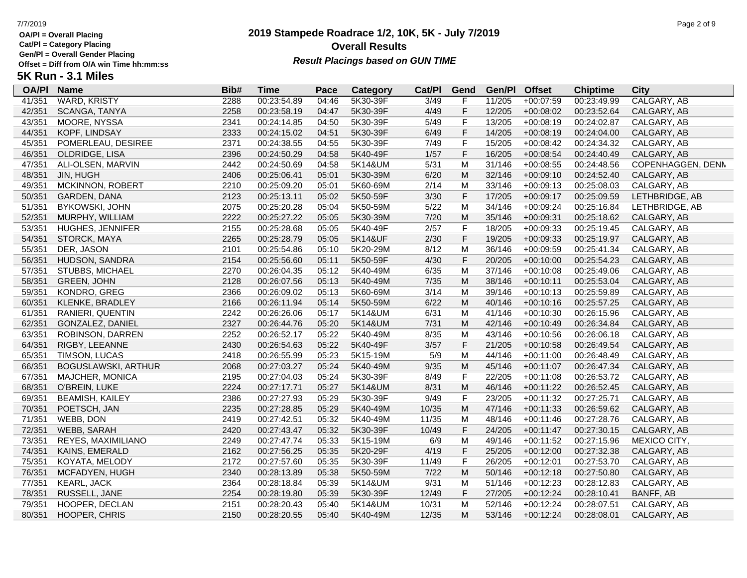OA/Pl = Overall Placing
Cat/Pl = Category Placing
Gen/Pl = Overall Gender Placing
Offset = Diff from O/A win Time hh:mm:ss

# 2019 Stampede Roadrace 1/2, 10K, 5K - July 7/2019

## Overall Results

*Result Placings based on GUN TIME*

## 5K Run - 3.1 Miles

| OA/Pl | Name | Bib# | Time | Pace | Category | Cat/Pl | Gend | Gen/Pl | Offset | Chiptime | City |
|---|---|---|---|---|---|---|---|---|---|---|---|
| 41/351 | WARD, KRISTY | 2288 | 00:23:54.89 | 04:46 | 5K30-39F | 3/49 | F | 11/205 | +00:07:59 | 00:23:49.99 | CALGARY, AB |
| 42/351 | SCANGA, TANYA | 2258 | 00:23:58.19 | 04:47 | 5K30-39F | 4/49 | F | 12/205 | +00:08:02 | 00:23:52.64 | CALGARY, AB |
| 43/351 | MOORE, NYSSA | 2341 | 00:24:14.85 | 04:50 | 5K30-39F | 5/49 | F | 13/205 | +00:08:19 | 00:24:02.87 | CALGARY, AB |
| 44/351 | KOPF, LINDSAY | 2333 | 00:24:15.02 | 04:51 | 5K30-39F | 6/49 | F | 14/205 | +00:08:19 | 00:24:04.00 | CALGARY, AB |
| 45/351 | POMERLEAU, DESIREE | 2371 | 00:24:38.55 | 04:55 | 5K30-39F | 7/49 | F | 15/205 | +00:08:42 | 00:24:34.32 | CALGARY, AB |
| 46/351 | OLDRIDGE, LISA | 2396 | 00:24:50.29 | 04:58 | 5K40-49F | 1/57 | F | 16/205 | +00:08:54 | 00:24:40.49 | CALGARY, AB |
| 47/351 | ALI-OLSEN, MARVIN | 2442 | 00:24:50.69 | 04:58 | 5K14&UM | 5/31 | M | 31/146 | +00:08:55 | 00:24:48.56 | COPENHAGGEN, DENN |
| 48/351 | JIN, HUGH | 2406 | 00:25:06.41 | 05:01 | 5K30-39M | 6/20 | M | 32/146 | +00:09:10 | 00:24:52.40 | CALGARY, AB |
| 49/351 | MCKINNON, ROBERT | 2210 | 00:25:09.20 | 05:01 | 5K60-69M | 2/14 | M | 33/146 | +00:09:13 | 00:25:08.03 | CALGARY, AB |
| 50/351 | GARDEN, DANA | 2123 | 00:25:13.11 | 05:02 | 5K50-59F | 3/30 | F | 17/205 | +00:09:17 | 00:25:09.59 | LETHBRIDGE, AB |
| 51/351 | BYKOWSKI, JOHN | 2075 | 00:25:20.28 | 05:04 | 5K50-59M | 5/22 | M | 34/146 | +00:09:24 | 00:25:16.84 | LETHBRIDGE, AB |
| 52/351 | MURPHY, WILLIAM | 2222 | 00:25:27.22 | 05:05 | 5K30-39M | 7/20 | M | 35/146 | +00:09:31 | 00:25:18.62 | CALGARY, AB |
| 53/351 | HUGHES, JENNIFER | 2155 | 00:25:28.68 | 05:05 | 5K40-49F | 2/57 | F | 18/205 | +00:09:33 | 00:25:19.45 | CALGARY, AB |
| 54/351 | STORCK, MAYA | 2265 | 00:25:28.79 | 05:05 | 5K14&UF | 2/30 | F | 19/205 | +00:09:33 | 00:25:19.97 | CALGARY, AB |
| 55/351 | DER, JASON | 2101 | 00:25:54.86 | 05:10 | 5K20-29M | 8/12 | M | 36/146 | +00:09:59 | 00:25:41.34 | CALGARY, AB |
| 56/351 | HUDSON, SANDRA | 2154 | 00:25:56.60 | 05:11 | 5K50-59F | 4/30 | F | 20/205 | +00:10:00 | 00:25:54.23 | CALGARY, AB |
| 57/351 | STUBBS, MICHAEL | 2270 | 00:26:04.35 | 05:12 | 5K40-49M | 6/35 | M | 37/146 | +00:10:08 | 00:25:49.06 | CALGARY, AB |
| 58/351 | GREEN, JOHN | 2128 | 00:26:07.56 | 05:13 | 5K40-49M | 7/35 | M | 38/146 | +00:10:11 | 00:25:53.04 | CALGARY, AB |
| 59/351 | KONDRO, GREG | 2366 | 00:26:09.02 | 05:13 | 5K60-69M | 3/14 | M | 39/146 | +00:10:13 | 00:25:59.89 | CALGARY, AB |
| 60/351 | KLENKE, BRADLEY | 2166 | 00:26:11.94 | 05:14 | 5K50-59M | 6/22 | M | 40/146 | +00:10:16 | 00:25:57.25 | CALGARY, AB |
| 61/351 | RANIERI, QUENTIN | 2242 | 00:26:26.06 | 05:17 | 5K14&UM | 6/31 | M | 41/146 | +00:10:30 | 00:26:15.96 | CALGARY, AB |
| 62/351 | GONZALEZ, DANIEL | 2327 | 00:26:44.76 | 05:20 | 5K14&UM | 7/31 | M | 42/146 | +00:10:49 | 00:26:34.84 | CALGARY, AB |
| 63/351 | ROBINSON, DARREN | 2252 | 00:26:52.17 | 05:22 | 5K40-49M | 8/35 | M | 43/146 | +00:10:56 | 00:26:06.18 | CALGARY, AB |
| 64/351 | RIGBY, LEEANNE | 2430 | 00:26:54.63 | 05:22 | 5K40-49F | 3/57 | F | 21/205 | +00:10:58 | 00:26:49.54 | CALGARY, AB |
| 65/351 | TIMSON, LUCAS | 2418 | 00:26:55.99 | 05:23 | 5K15-19M | 5/9 | M | 44/146 | +00:11:00 | 00:26:48.49 | CALGARY, AB |
| 66/351 | BOGUSLAWSKI, ARTHUR | 2068 | 00:27:03.27 | 05:24 | 5K40-49M | 9/35 | M | 45/146 | +00:11:07 | 00:26:47.34 | CALGARY, AB |
| 67/351 | MAJCHER, MONICA | 2195 | 00:27:04.03 | 05:24 | 5K30-39F | 8/49 | F | 22/205 | +00:11:08 | 00:26:53.72 | CALGARY, AB |
| 68/351 | O'BREIN, LUKE | 2224 | 00:27:17.71 | 05:27 | 5K14&UM | 8/31 | M | 46/146 | +00:11:22 | 00:26:52.45 | CALGARY, AB |
| 69/351 | BEAMISH, KAILEY | 2386 | 00:27:27.93 | 05:29 | 5K30-39F | 9/49 | F | 23/205 | +00:11:32 | 00:27:25.71 | CALGARY, AB |
| 70/351 | POETSCH, JAN | 2235 | 00:27:28.85 | 05:29 | 5K40-49M | 10/35 | M | 47/146 | +00:11:33 | 00:26:59.62 | CALGARY, AB |
| 71/351 | WEBB, DON | 2419 | 00:27:42.51 | 05:32 | 5K40-49M | 11/35 | M | 48/146 | +00:11:46 | 00:27:28.76 | CALGARY, AB |
| 72/351 | WEBB, SARAH | 2420 | 00:27:43.47 | 05:32 | 5K30-39F | 10/49 | F | 24/205 | +00:11:47 | 00:27:30.15 | CALGARY, AB |
| 73/351 | REYES, MAXIMILIANO | 2249 | 00:27:47.74 | 05:33 | 5K15-19M | 6/9 | M | 49/146 | +00:11:52 | 00:27:15.96 | MEXICO CITY, |
| 74/351 | KAINS, EMERALD | 2162 | 00:27:56.25 | 05:35 | 5K20-29F | 4/19 | F | 25/205 | +00:12:00 | 00:27:32.38 | CALGARY, AB |
| 75/351 | KOYATA, MELODY | 2172 | 00:27:57.60 | 05:35 | 5K30-39F | 11/49 | F | 26/205 | +00:12:01 | 00:27:53.70 | CALGARY, AB |
| 76/351 | MCFADYEN, HUGH | 2340 | 00:28:13.89 | 05:38 | 5K50-59M | 7/22 | M | 50/146 | +00:12:18 | 00:27:50.80 | CALGARY, AB |
| 77/351 | KEARL, JACK | 2364 | 00:28:18.84 | 05:39 | 5K14&UM | 9/31 | M | 51/146 | +00:12:23 | 00:28:12.83 | CALGARY, AB |
| 78/351 | RUSSELL, JANE | 2254 | 00:28:19.80 | 05:39 | 5K30-39F | 12/49 | F | 27/205 | +00:12:24 | 00:28:10.41 | BANFF, AB |
| 79/351 | HOOPER, DECLAN | 2151 | 00:28:20.43 | 05:40 | 5K14&UM | 10/31 | M | 52/146 | +00:12:24 | 00:28:07.51 | CALGARY, AB |
| 80/351 | HOOPER, CHRIS | 2150 | 00:28:20.55 | 05:40 | 5K40-49M | 12/35 | M | 53/146 | +00:12:24 | 00:28:08.01 | CALGARY, AB |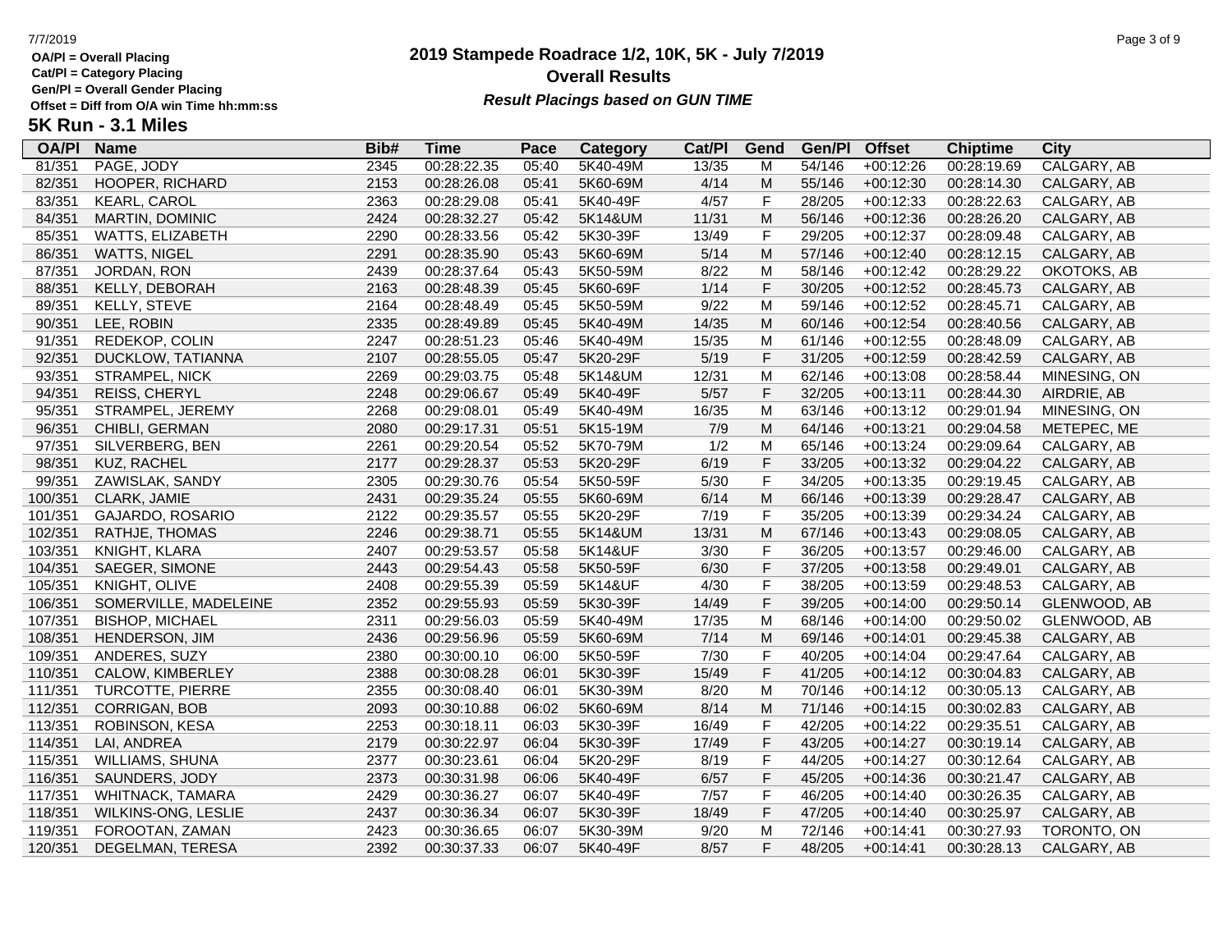**OA/Pl = Overall Placing**
**Cat/Pl = Category Placing**
**Gen/Pl = Overall Gender Placing**
**Offset = Diff from O/A win Time hh:mm:ss**

# 2019 Stampede Roadrace 1/2, 10K, 5K - July 7/2019

## Overall Results

***Result Placings based on GUN TIME***

## 5K Run - 3.1 Miles

| OA/Pl | Name | Bib# | Time | Pace | Category | Cat/Pl | Gend | Gen/Pl | Offset | Chiptime | City |
|---|---|---|---|---|---|---|---|---|---|---|---|
| 81/351 | PAGE, JODY | 2345 | 00:28:22.35 | 05:40 | 5K40-49M | 13/35 | M | 54/146 | +00:12:26 | 00:28:19.69 | CALGARY, AB |
| 82/351 | HOOPER, RICHARD | 2153 | 00:28:26.08 | 05:41 | 5K60-69M | 4/14 | M | 55/146 | +00:12:30 | 00:28:14.30 | CALGARY, AB |
| 83/351 | KEARL, CAROL | 2363 | 00:28:29.08 | 05:41 | 5K40-49F | 4/57 | F | 28/205 | +00:12:33 | 00:28:22.63 | CALGARY, AB |
| 84/351 | MARTIN, DOMINIC | 2424 | 00:28:32.27 | 05:42 | 5K14&UM | 11/31 | M | 56/146 | +00:12:36 | 00:28:26.20 | CALGARY, AB |
| 85/351 | WATTS, ELIZABETH | 2290 | 00:28:33.56 | 05:42 | 5K30-39F | 13/49 | F | 29/205 | +00:12:37 | 00:28:09.48 | CALGARY, AB |
| 86/351 | WATTS, NIGEL | 2291 | 00:28:35.90 | 05:43 | 5K60-69M | 5/14 | M | 57/146 | +00:12:40 | 00:28:12.15 | CALGARY, AB |
| 87/351 | JORDAN, RON | 2439 | 00:28:37.64 | 05:43 | 5K50-59M | 8/22 | M | 58/146 | +00:12:42 | 00:28:29.22 | OKOTOKS, AB |
| 88/351 | KELLY, DEBORAH | 2163 | 00:28:48.39 | 05:45 | 5K60-69F | 1/14 | F | 30/205 | +00:12:52 | 00:28:45.73 | CALGARY, AB |
| 89/351 | KELLY, STEVE | 2164 | 00:28:48.49 | 05:45 | 5K50-59M | 9/22 | M | 59/146 | +00:12:52 | 00:28:45.71 | CALGARY, AB |
| 90/351 | LEE, ROBIN | 2335 | 00:28:49.89 | 05:45 | 5K40-49M | 14/35 | M | 60/146 | +00:12:54 | 00:28:40.56 | CALGARY, AB |
| 91/351 | REDEKOP, COLIN | 2247 | 00:28:51.23 | 05:46 | 5K40-49M | 15/35 | M | 61/146 | +00:12:55 | 00:28:48.09 | CALGARY, AB |
| 92/351 | DUCKLOW, TATIANNA | 2107 | 00:28:55.05 | 05:47 | 5K20-29F | 5/19 | F | 31/205 | +00:12:59 | 00:28:42.59 | CALGARY, AB |
| 93/351 | STRAMPEL, NICK | 2269 | 00:29:03.75 | 05:48 | 5K14&UM | 12/31 | M | 62/146 | +00:13:08 | 00:28:58.44 | MINESING, ON |
| 94/351 | REISS, CHERYL | 2248 | 00:29:06.67 | 05:49 | 5K40-49F | 5/57 | F | 32/205 | +00:13:11 | 00:28:44.30 | AIRDRIE, AB |
| 95/351 | STRAMPEL, JEREMY | 2268 | 00:29:08.01 | 05:49 | 5K40-49M | 16/35 | M | 63/146 | +00:13:12 | 00:29:01.94 | MINESING, ON |
| 96/351 | CHIBLI, GERMAN | 2080 | 00:29:17.31 | 05:51 | 5K15-19M | 7/9 | M | 64/146 | +00:13:21 | 00:29:04.58 | METEPEC, ME |
| 97/351 | SILVERBERG, BEN | 2261 | 00:29:20.54 | 05:52 | 5K70-79M | 1/2 | M | 65/146 | +00:13:24 | 00:29:09.64 | CALGARY, AB |
| 98/351 | KUZ, RACHEL | 2177 | 00:29:28.37 | 05:53 | 5K20-29F | 6/19 | F | 33/205 | +00:13:32 | 00:29:04.22 | CALGARY, AB |
| 99/351 | ZAWISLAK, SANDY | 2305 | 00:29:30.76 | 05:54 | 5K50-59F | 5/30 | F | 34/205 | +00:13:35 | 00:29:19.45 | CALGARY, AB |
| 100/351 | CLARK, JAMIE | 2431 | 00:29:35.24 | 05:55 | 5K60-69M | 6/14 | M | 66/146 | +00:13:39 | 00:29:28.47 | CALGARY, AB |
| 101/351 | GAJARDO, ROSARIO | 2122 | 00:29:35.57 | 05:55 | 5K20-29F | 7/19 | F | 35/205 | +00:13:39 | 00:29:34.24 | CALGARY, AB |
| 102/351 | RATHJE, THOMAS | 2246 | 00:29:38.71 | 05:55 | 5K14&UM | 13/31 | M | 67/146 | +00:13:43 | 00:29:08.05 | CALGARY, AB |
| 103/351 | KNIGHT, KLARA | 2407 | 00:29:53.57 | 05:58 | 5K14&UF | 3/30 | F | 36/205 | +00:13:57 | 00:29:46.00 | CALGARY, AB |
| 104/351 | SAEGER, SIMONE | 2443 | 00:29:54.43 | 05:58 | 5K50-59F | 6/30 | F | 37/205 | +00:13:58 | 00:29:49.01 | CALGARY, AB |
| 105/351 | KNIGHT, OLIVE | 2408 | 00:29:55.39 | 05:59 | 5K14&UF | 4/30 | F | 38/205 | +00:13:59 | 00:29:48.53 | CALGARY, AB |
| 106/351 | SOMERVILLE, MADELEINE | 2352 | 00:29:55.93 | 05:59 | 5K30-39F | 14/49 | F | 39/205 | +00:14:00 | 00:29:50.14 | GLENWOOD, AB |
| 107/351 | BISHOP, MICHAEL | 2311 | 00:29:56.03 | 05:59 | 5K40-49M | 17/35 | M | 68/146 | +00:14:00 | 00:29:50.02 | GLENWOOD, AB |
| 108/351 | HENDERSON, JIM | 2436 | 00:29:56.96 | 05:59 | 5K60-69M | 7/14 | M | 69/146 | +00:14:01 | 00:29:45.38 | CALGARY, AB |
| 109/351 | ANDERES, SUZY | 2380 | 00:30:00.10 | 06:00 | 5K50-59F | 7/30 | F | 40/205 | +00:14:04 | 00:29:47.64 | CALGARY, AB |
| 110/351 | CALOW, KIMBERLEY | 2388 | 00:30:08.28 | 06:01 | 5K30-39F | 15/49 | F | 41/205 | +00:14:12 | 00:30:04.83 | CALGARY, AB |
| 111/351 | TURCOTTE, PIERRE | 2355 | 00:30:08.40 | 06:01 | 5K30-39M | 8/20 | M | 70/146 | +00:14:12 | 00:30:05.13 | CALGARY, AB |
| 112/351 | CORRIGAN, BOB | 2093 | 00:30:10.88 | 06:02 | 5K60-69M | 8/14 | M | 71/146 | +00:14:15 | 00:30:02.83 | CALGARY, AB |
| 113/351 | ROBINSON, KESA | 2253 | 00:30:18.11 | 06:03 | 5K30-39F | 16/49 | F | 42/205 | +00:14:22 | 00:29:35.51 | CALGARY, AB |
| 114/351 | LAI, ANDREA | 2179 | 00:30:22.97 | 06:04 | 5K30-39F | 17/49 | F | 43/205 | +00:14:27 | 00:30:19.14 | CALGARY, AB |
| 115/351 | WILLIAMS, SHUNA | 2377 | 00:30:23.61 | 06:04 | 5K20-29F | 8/19 | F | 44/205 | +00:14:27 | 00:30:12.64 | CALGARY, AB |
| 116/351 | SAUNDERS, JODY | 2373 | 00:30:31.98 | 06:06 | 5K40-49F | 6/57 | F | 45/205 | +00:14:36 | 00:30:21.47 | CALGARY, AB |
| 117/351 | WHITNACK, TAMARA | 2429 | 00:30:36.27 | 06:07 | 5K40-49F | 7/57 | F | 46/205 | +00:14:40 | 00:30:26.35 | CALGARY, AB |
| 118/351 | WILKINS-ONG, LESLIE | 2437 | 00:30:36.34 | 06:07 | 5K30-39F | 18/49 | F | 47/205 | +00:14:40 | 00:30:25.97 | CALGARY, AB |
| 119/351 | FOROOTAN, ZAMAN | 2423 | 00:30:36.65 | 06:07 | 5K30-39M | 9/20 | M | 72/146 | +00:14:41 | 00:30:27.93 | TORONTO, ON |
| 120/351 | DEGELMAN, TERESA | 2392 | 00:30:37.33 | 06:07 | 5K40-49F | 8/57 | F | 48/205 | +00:14:41 | 00:30:28.13 | CALGARY, AB |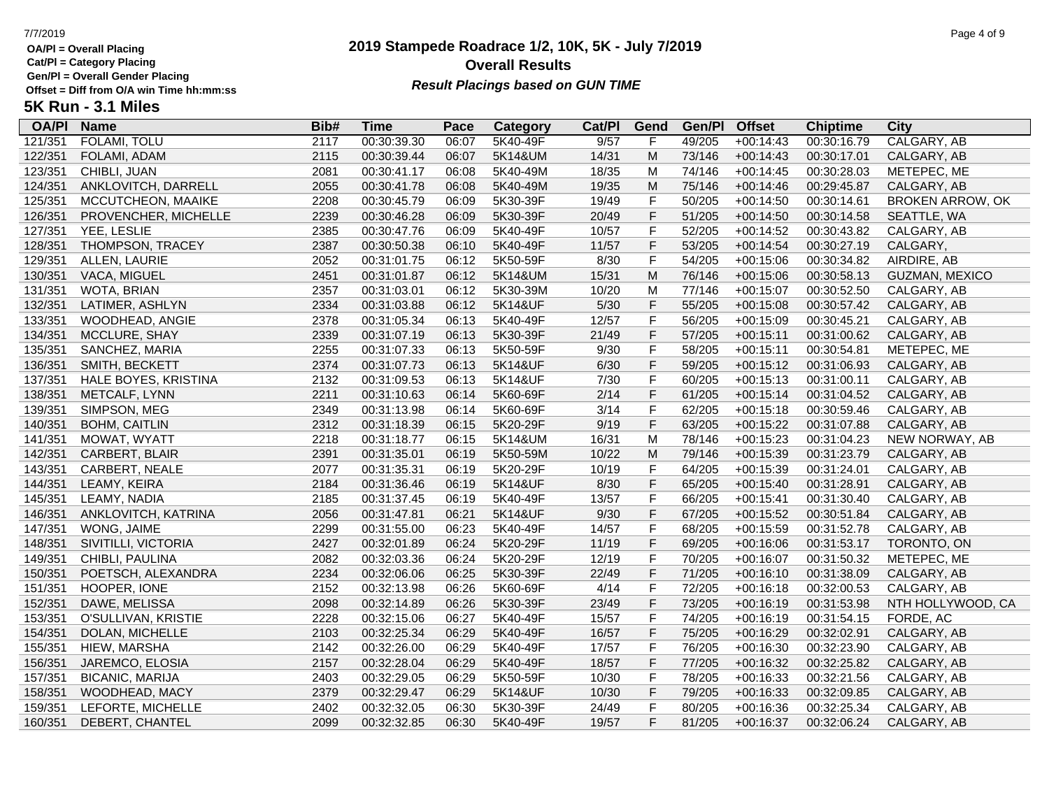**OA/Pl = Overall Placing**
**Cat/Pl = Category Placing**
**Gen/Pl = Overall Gender Placing**
**Offset = Diff from O/A win Time hh:mm:ss**

# 2019 Stampede Roadrace 1/2, 10K, 5K - July 7/2019

## Overall Results

***Result Placings based on GUN TIME***

## 5K Run - 3.1 Miles

| OA/Pl | Name | Bib# | Time | Pace | Category | Cat/Pl | Gend | Gen/Pl | Offset | Chiptime | City |
|---|---|---|---|---|---|---|---|---|---|---|---|
| 121/351 | FOLAMI, TOLU | 2117 | 00:30:39.30 | 06:07 | 5K40-49F | 9/57 | F | 49/205 | +00:14:43 | 00:30:16.79 | CALGARY, AB |
| 122/351 | FOLAMI, ADAM | 2115 | 00:30:39.44 | 06:07 | 5K14&UM | 14/31 | M | 73/146 | +00:14:43 | 00:30:17.01 | CALGARY, AB |
| 123/351 | CHIBLI, JUAN | 2081 | 00:30:41.17 | 06:08 | 5K40-49M | 18/35 | M | 74/146 | +00:14:45 | 00:30:28.03 | METEPEC, ME |
| 124/351 | ANKLOVITCH, DARRELL | 2055 | 00:30:41.78 | 06:08 | 5K40-49M | 19/35 | M | 75/146 | +00:14:46 | 00:29:45.87 | CALGARY, AB |
| 125/351 | MCCUTCHEON, MAAIKE | 2208 | 00:30:45.79 | 06:09 | 5K30-39F | 19/49 | F | 50/205 | +00:14:50 | 00:30:14.61 | BROKEN ARROW, OK |
| 126/351 | PROVENCHER, MICHELLE | 2239 | 00:30:46.28 | 06:09 | 5K30-39F | 20/49 | F | 51/205 | +00:14:50 | 00:30:14.58 | SEATTLE, WA |
| 127/351 | YEE, LESLIE | 2385 | 00:30:47.76 | 06:09 | 5K40-49F | 10/57 | F | 52/205 | +00:14:52 | 00:30:43.82 | CALGARY, AB |
| 128/351 | THOMPSON, TRACEY | 2387 | 00:30:50.38 | 06:10 | 5K40-49F | 11/57 | F | 53/205 | +00:14:54 | 00:30:27.19 | CALGARY, |
| 129/351 | ALLEN, LAURIE | 2052 | 00:31:01.75 | 06:12 | 5K50-59F | 8/30 | F | 54/205 | +00:15:06 | 00:30:34.82 | AIRDIRE, AB |
| 130/351 | VACA, MIGUEL | 2451 | 00:31:01.87 | 06:12 | 5K14&UM | 15/31 | M | 76/146 | +00:15:06 | 00:30:58.13 | GUZMAN, MEXICO |
| 131/351 | WOTA, BRIAN | 2357 | 00:31:03.01 | 06:12 | 5K30-39M | 10/20 | M | 77/146 | +00:15:07 | 00:30:52.50 | CALGARY, AB |
| 132/351 | LATIMER, ASHLYN | 2334 | 00:31:03.88 | 06:12 | 5K14&UF | 5/30 | F | 55/205 | +00:15:08 | 00:30:57.42 | CALGARY, AB |
| 133/351 | WOODHEAD, ANGIE | 2378 | 00:31:05.34 | 06:13 | 5K40-49F | 12/57 | F | 56/205 | +00:15:09 | 00:30:45.21 | CALGARY, AB |
| 134/351 | MCCLURE, SHAY | 2339 | 00:31:07.19 | 06:13 | 5K30-39F | 21/49 | F | 57/205 | +00:15:11 | 00:31:00.62 | CALGARY, AB |
| 135/351 | SANCHEZ, MARIA | 2255 | 00:31:07.33 | 06:13 | 5K50-59F | 9/30 | F | 58/205 | +00:15:11 | 00:30:54.81 | METEPEC, ME |
| 136/351 | SMITH, BECKETT | 2374 | 00:31:07.73 | 06:13 | 5K14&UF | 6/30 | F | 59/205 | +00:15:12 | 00:31:06.93 | CALGARY, AB |
| 137/351 | HALE BOYES, KRISTINA | 2132 | 00:31:09.53 | 06:13 | 5K14&UF | 7/30 | F | 60/205 | +00:15:13 | 00:31:00.11 | CALGARY, AB |
| 138/351 | METCALF, LYNN | 2211 | 00:31:10.63 | 06:14 | 5K60-69F | 2/14 | F | 61/205 | +00:15:14 | 00:31:04.52 | CALGARY, AB |
| 139/351 | SIMPSON, MEG | 2349 | 00:31:13.98 | 06:14 | 5K60-69F | 3/14 | F | 62/205 | +00:15:18 | 00:30:59.46 | CALGARY, AB |
| 140/351 | BOHM, CAITLIN | 2312 | 00:31:18.39 | 06:15 | 5K20-29F | 9/19 | F | 63/205 | +00:15:22 | 00:31:07.88 | CALGARY, AB |
| 141/351 | MOWAT, WYATT | 2218 | 00:31:18.77 | 06:15 | 5K14&UM | 16/31 | M | 78/146 | +00:15:23 | 00:31:04.23 | NEW NORWAY, AB |
| 142/351 | CARBERT, BLAIR | 2391 | 00:31:35.01 | 06:19 | 5K50-59M | 10/22 | M | 79/146 | +00:15:39 | 00:31:23.79 | CALGARY, AB |
| 143/351 | CARBERT, NEALE | 2077 | 00:31:35.31 | 06:19 | 5K20-29F | 10/19 | F | 64/205 | +00:15:39 | 00:31:24.01 | CALGARY, AB |
| 144/351 | LEAMY, KEIRA | 2184 | 00:31:36.46 | 06:19 | 5K14&UF | 8/30 | F | 65/205 | +00:15:40 | 00:31:28.91 | CALGARY, AB |
| 145/351 | LEAMY, NADIA | 2185 | 00:31:37.45 | 06:19 | 5K40-49F | 13/57 | F | 66/205 | +00:15:41 | 00:31:30.40 | CALGARY, AB |
| 146/351 | ANKLOVITCH, KATRINA | 2056 | 00:31:47.81 | 06:21 | 5K14&UF | 9/30 | F | 67/205 | +00:15:52 | 00:30:51.84 | CALGARY, AB |
| 147/351 | WONG, JAIME | 2299 | 00:31:55.00 | 06:23 | 5K40-49F | 14/57 | F | 68/205 | +00:15:59 | 00:31:52.78 | CALGARY, AB |
| 148/351 | SIVITILLI, VICTORIA | 2427 | 00:32:01.89 | 06:24 | 5K20-29F | 11/19 | F | 69/205 | +00:16:06 | 00:31:53.17 | TORONTO, ON |
| 149/351 | CHIBLI, PAULINA | 2082 | 00:32:03.36 | 06:24 | 5K20-29F | 12/19 | F | 70/205 | +00:16:07 | 00:31:50.32 | METEPEC, ME |
| 150/351 | POETSCH, ALEXANDRA | 2234 | 00:32:06.06 | 06:25 | 5K30-39F | 22/49 | F | 71/205 | +00:16:10 | 00:31:38.09 | CALGARY, AB |
| 151/351 | HOOPER, IONE | 2152 | 00:32:13.98 | 06:26 | 5K60-69F | 4/14 | F | 72/205 | +00:16:18 | 00:32:00.53 | CALGARY, AB |
| 152/351 | DAWE, MELISSA | 2098 | 00:32:14.89 | 06:26 | 5K30-39F | 23/49 | F | 73/205 | +00:16:19 | 00:31:53.98 | NTH HOLLYWOOD, CA |
| 153/351 | O'SULLIVAN, KRISTIE | 2228 | 00:32:15.06 | 06:27 | 5K40-49F | 15/57 | F | 74/205 | +00:16:19 | 00:31:54.15 | FORDE, AC |
| 154/351 | DOLAN, MICHELLE | 2103 | 00:32:25.34 | 06:29 | 5K40-49F | 16/57 | F | 75/205 | +00:16:29 | 00:32:02.91 | CALGARY, AB |
| 155/351 | HIEW, MARSHA | 2142 | 00:32:26.00 | 06:29 | 5K40-49F | 17/57 | F | 76/205 | +00:16:30 | 00:32:23.90 | CALGARY, AB |
| 156/351 | JAREMCO, ELOSIA | 2157 | 00:32:28.04 | 06:29 | 5K40-49F | 18/57 | F | 77/205 | +00:16:32 | 00:32:25.82 | CALGARY, AB |
| 157/351 | BICANIC, MARIJA | 2403 | 00:32:29.05 | 06:29 | 5K50-59F | 10/30 | F | 78/205 | +00:16:33 | 00:32:21.56 | CALGARY, AB |
| 158/351 | WOODHEAD, MACY | 2379 | 00:32:29.47 | 06:29 | 5K14&UF | 10/30 | F | 79/205 | +00:16:33 | 00:32:09.85 | CALGARY, AB |
| 159/351 | LEFORTE, MICHELLE | 2402 | 00:32:32.05 | 06:30 | 5K30-39F | 24/49 | F | 80/205 | +00:16:36 | 00:32:25.34 | CALGARY, AB |
| 160/351 | DEBERT, CHANTEL | 2099 | 00:32:32.85 | 06:30 | 5K40-49F | 19/57 | F | 81/205 | +00:16:37 | 00:32:06.24 | CALGARY, AB |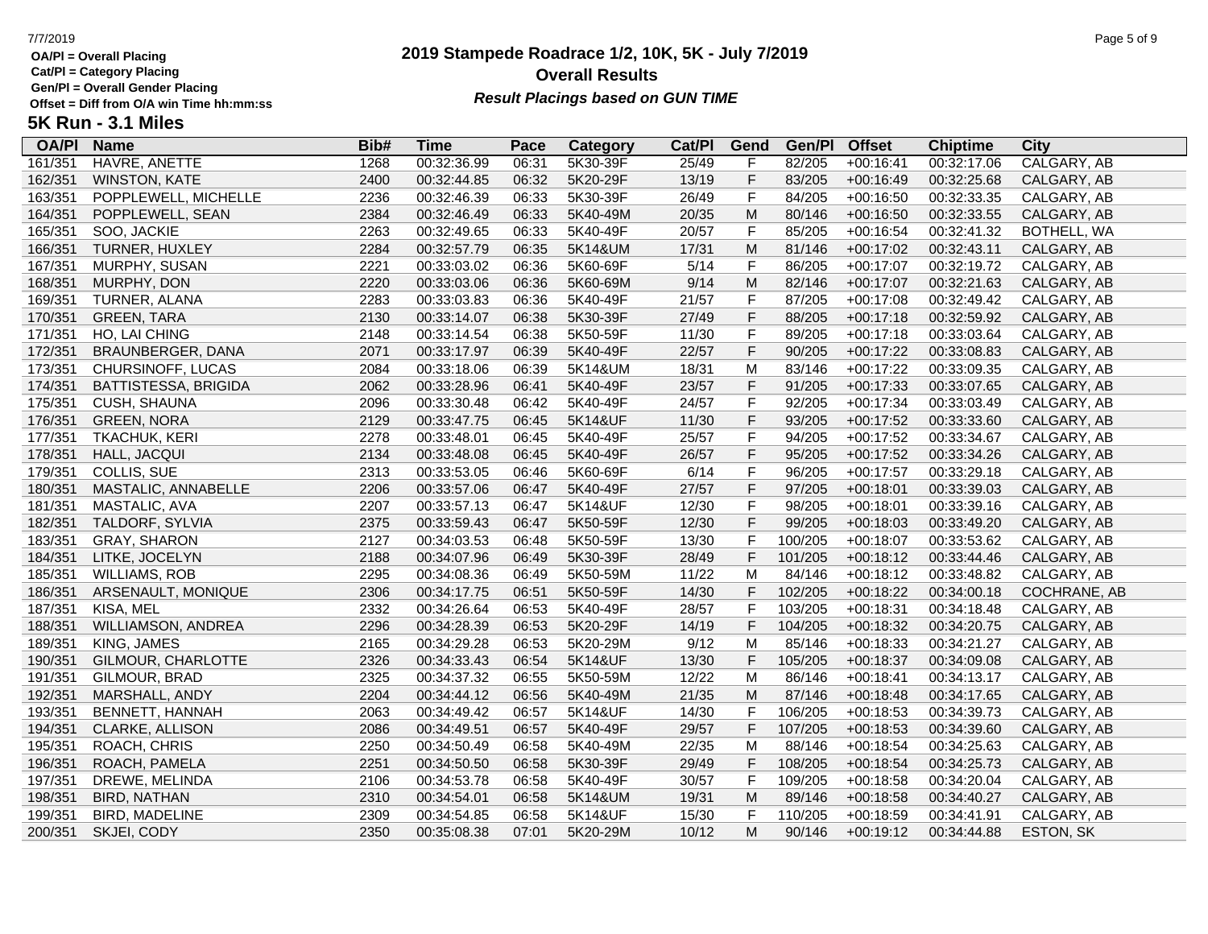**OA/Pl = Overall Placing**
**Cat/Pl = Category Placing**
**Gen/Pl = Overall Gender Placing**
**Offset = Diff from O/A win Time hh:mm:ss**

# 2019 Stampede Roadrace 1/2, 10K, 5K - July 7/2019

## Overall Results

***Result Placings based on GUN TIME***

### 5K Run - 3.1 Miles

| OA/Pl | Name | Bib# | Time | Pace | Category | Cat/Pl | Gend | Gen/Pl | Offset | Chiptime | City |
|---|---|---|---|---|---|---|---|---|---|---|---|
| 161/351 | HAVRE, ANETTE | 1268 | 00:32:36.99 | 06:31 | 5K30-39F | 25/49 | F | 82/205 | +00:16:41 | 00:32:17.06 | CALGARY, AB |
| 162/351 | WINSTON, KATE | 2400 | 00:32:44.85 | 06:32 | 5K20-29F | 13/19 | F | 83/205 | +00:16:49 | 00:32:25.68 | CALGARY, AB |
| 163/351 | POPPLEWELL, MICHELLE | 2236 | 00:32:46.39 | 06:33 | 5K30-39F | 26/49 | F | 84/205 | +00:16:50 | 00:32:33.35 | CALGARY, AB |
| 164/351 | POPPLEWELL, SEAN | 2384 | 00:32:46.49 | 06:33 | 5K40-49M | 20/35 | M | 80/146 | +00:16:50 | 00:32:33.55 | CALGARY, AB |
| 165/351 | SOO, JACKIE | 2263 | 00:32:49.65 | 06:33 | 5K40-49F | 20/57 | F | 85/205 | +00:16:54 | 00:32:41.32 | BOTHELL, WA |
| 166/351 | TURNER, HUXLEY | 2284 | 00:32:57.79 | 06:35 | 5K14&UM | 17/31 | M | 81/146 | +00:17:02 | 00:32:43.11 | CALGARY, AB |
| 167/351 | MURPHY, SUSAN | 2221 | 00:33:03.02 | 06:36 | 5K60-69F | 5/14 | F | 86/205 | +00:17:07 | 00:32:19.72 | CALGARY, AB |
| 168/351 | MURPHY, DON | 2220 | 00:33:03.06 | 06:36 | 5K60-69M | 9/14 | M | 82/146 | +00:17:07 | 00:32:21.63 | CALGARY, AB |
| 169/351 | TURNER, ALANA | 2283 | 00:33:03.83 | 06:36 | 5K40-49F | 21/57 | F | 87/205 | +00:17:08 | 00:32:49.42 | CALGARY, AB |
| 170/351 | GREEN, TARA | 2130 | 00:33:14.07 | 06:38 | 5K30-39F | 27/49 | F | 88/205 | +00:17:18 | 00:32:59.92 | CALGARY, AB |
| 171/351 | HO, LAI CHING | 2148 | 00:33:14.54 | 06:38 | 5K50-59F | 11/30 | F | 89/205 | +00:17:18 | 00:33:03.64 | CALGARY, AB |
| 172/351 | BRAUNBERGER, DANA | 2071 | 00:33:17.97 | 06:39 | 5K40-49F | 22/57 | F | 90/205 | +00:17:22 | 00:33:08.83 | CALGARY, AB |
| 173/351 | CHURSINOFF, LUCAS | 2084 | 00:33:18.06 | 06:39 | 5K14&UM | 18/31 | M | 83/146 | +00:17:22 | 00:33:09.35 | CALGARY, AB |
| 174/351 | BATTISTESSA, BRIGIDA | 2062 | 00:33:28.96 | 06:41 | 5K40-49F | 23/57 | F | 91/205 | +00:17:33 | 00:33:07.65 | CALGARY, AB |
| 175/351 | CUSH, SHAUNA | 2096 | 00:33:30.48 | 06:42 | 5K40-49F | 24/57 | F | 92/205 | +00:17:34 | 00:33:03.49 | CALGARY, AB |
| 176/351 | GREEN, NORA | 2129 | 00:33:47.75 | 06:45 | 5K14&UF | 11/30 | F | 93/205 | +00:17:52 | 00:33:33.60 | CALGARY, AB |
| 177/351 | TKACHUK, KERI | 2278 | 00:33:48.01 | 06:45 | 5K40-49F | 25/57 | F | 94/205 | +00:17:52 | 00:33:34.67 | CALGARY, AB |
| 178/351 | HALL, JACQUI | 2134 | 00:33:48.08 | 06:45 | 5K40-49F | 26/57 | F | 95/205 | +00:17:52 | 00:33:34.26 | CALGARY, AB |
| 179/351 | COLLIS, SUE | 2313 | 00:33:53.05 | 06:46 | 5K60-69F | 6/14 | F | 96/205 | +00:17:57 | 00:33:29.18 | CALGARY, AB |
| 180/351 | MASTALIC, ANNABELLE | 2206 | 00:33:57.06 | 06:47 | 5K40-49F | 27/57 | F | 97/205 | +00:18:01 | 00:33:39.03 | CALGARY, AB |
| 181/351 | MASTALIC, AVA | 2207 | 00:33:57.13 | 06:47 | 5K14&UF | 12/30 | F | 98/205 | +00:18:01 | 00:33:39.16 | CALGARY, AB |
| 182/351 | TALDORF, SYLVIA | 2375 | 00:33:59.43 | 06:47 | 5K50-59F | 12/30 | F | 99/205 | +00:18:03 | 00:33:49.20 | CALGARY, AB |
| 183/351 | GRAY, SHARON | 2127 | 00:34:03.53 | 06:48 | 5K50-59F | 13/30 | F | 100/205 | +00:18:07 | 00:33:53.62 | CALGARY, AB |
| 184/351 | LITKE, JOCELYN | 2188 | 00:34:07.96 | 06:49 | 5K30-39F | 28/49 | F | 101/205 | +00:18:12 | 00:33:44.46 | CALGARY, AB |
| 185/351 | WILLIAMS, ROB | 2295 | 00:34:08.36 | 06:49 | 5K50-59M | 11/22 | M | 84/146 | +00:18:12 | 00:33:48.82 | CALGARY, AB |
| 186/351 | ARSENAULT, MONIQUE | 2306 | 00:34:17.75 | 06:51 | 5K50-59F | 14/30 | F | 102/205 | +00:18:22 | 00:34:00.18 | COCHRANE, AB |
| 187/351 | KISA, MEL | 2332 | 00:34:26.64 | 06:53 | 5K40-49F | 28/57 | F | 103/205 | +00:18:31 | 00:34:18.48 | CALGARY, AB |
| 188/351 | WILLIAMSON, ANDREA | 2296 | 00:34:28.39 | 06:53 | 5K20-29F | 14/19 | F | 104/205 | +00:18:32 | 00:34:20.75 | CALGARY, AB |
| 189/351 | KING, JAMES | 2165 | 00:34:29.28 | 06:53 | 5K20-29M | 9/12 | M | 85/146 | +00:18:33 | 00:34:21.27 | CALGARY, AB |
| 190/351 | GILMOUR, CHARLOTTE | 2326 | 00:34:33.43 | 06:54 | 5K14&UF | 13/30 | F | 105/205 | +00:18:37 | 00:34:09.08 | CALGARY, AB |
| 191/351 | GILMOUR, BRAD | 2325 | 00:34:37.32 | 06:55 | 5K50-59M | 12/22 | M | 86/146 | +00:18:41 | 00:34:13.17 | CALGARY, AB |
| 192/351 | MARSHALL, ANDY | 2204 | 00:34:44.12 | 06:56 | 5K40-49M | 21/35 | M | 87/146 | +00:18:48 | 00:34:17.65 | CALGARY, AB |
| 193/351 | BENNETT, HANNAH | 2063 | 00:34:49.42 | 06:57 | 5K14&UF | 14/30 | F | 106/205 | +00:18:53 | 00:34:39.73 | CALGARY, AB |
| 194/351 | CLARKE, ALLISON | 2086 | 00:34:49.51 | 06:57 | 5K40-49F | 29/57 | F | 107/205 | +00:18:53 | 00:34:39.60 | CALGARY, AB |
| 195/351 | ROACH, CHRIS | 2250 | 00:34:50.49 | 06:58 | 5K40-49M | 22/35 | M | 88/146 | +00:18:54 | 00:34:25.63 | CALGARY, AB |
| 196/351 | ROACH, PAMELA | 2251 | 00:34:50.50 | 06:58 | 5K30-39F | 29/49 | F | 108/205 | +00:18:54 | 00:34:25.73 | CALGARY, AB |
| 197/351 | DREWE, MELINDA | 2106 | 00:34:53.78 | 06:58 | 5K40-49F | 30/57 | F | 109/205 | +00:18:58 | 00:34:20.04 | CALGARY, AB |
| 198/351 | BIRD, NATHAN | 2310 | 00:34:54.01 | 06:58 | 5K14&UM | 19/31 | M | 89/146 | +00:18:58 | 00:34:40.27 | CALGARY, AB |
| 199/351 | BIRD, MADELINE | 2309 | 00:34:54.85 | 06:58 | 5K14&UF | 15/30 | F | 110/205 | +00:18:59 | 00:34:41.91 | CALGARY, AB |
| 200/351 | SKJEI, CODY | 2350 | 00:35:08.38 | 07:01 | 5K20-29M | 10/12 | M | 90/146 | +00:19:12 | 00:34:44.88 | ESTON, SK |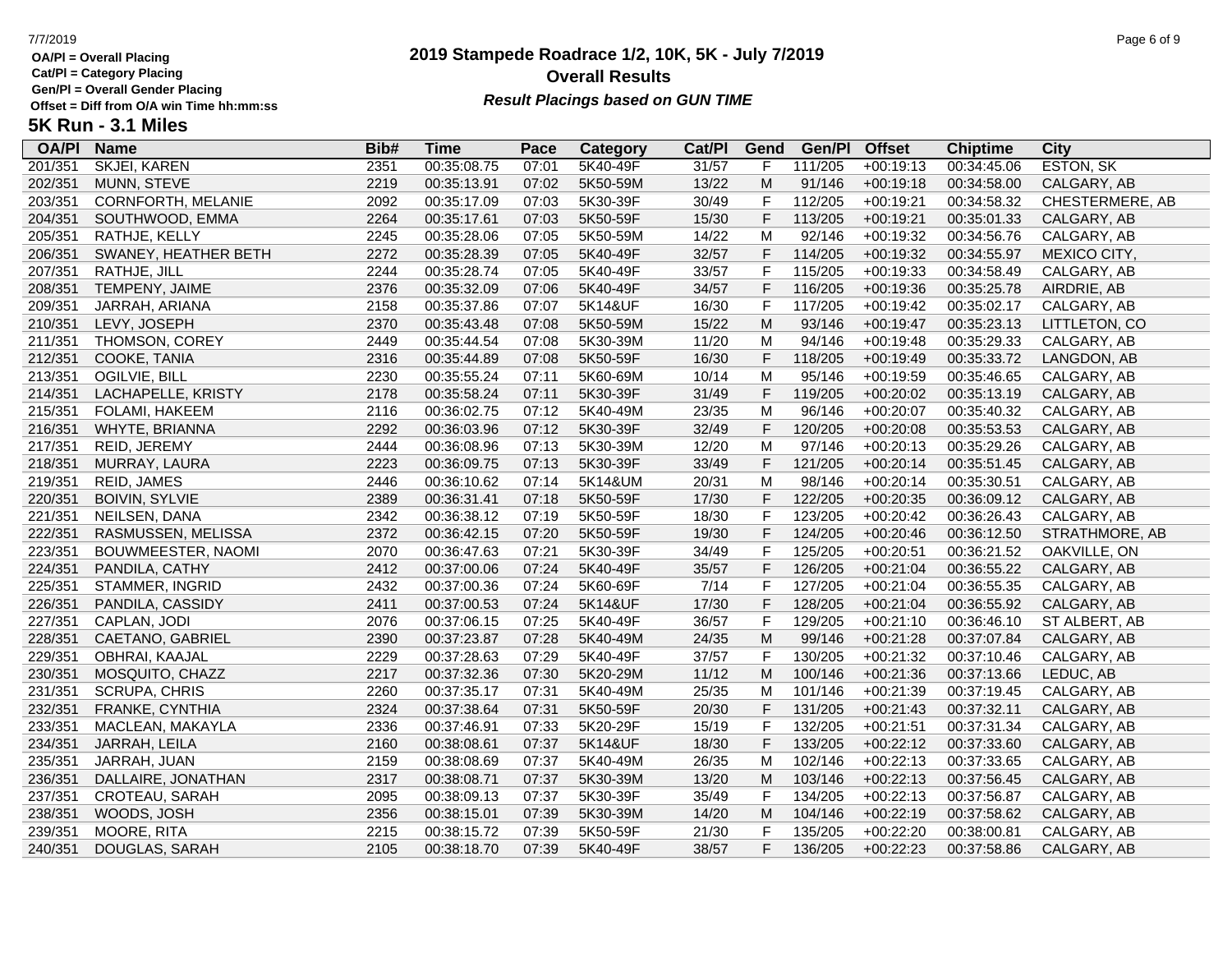# 2019 Stampede Roadrace 1/2, 10K, 5K - July 7/2019

## Overall Results

***Result Placings based on GUN TIME***

**OA/Pl = Overall Placing**
**Cat/Pl = Category Placing**
**Gen/Pl = Overall Gender Placing**
**Offset = Diff from O/A win Time hh:mm:ss**

## 5K Run - 3.1 Miles

| OA/Pl | Name | Bib# | Time | Pace | Category | Cat/Pl | Gend | Gen/Pl | Offset | Chiptime | City |
|---|---|---|---|---|---|---|---|---|---|---|---|
| 201/351 | SKJEI, KAREN | 2351 | 00:35:08.75 | 07:01 | 5K40-49F | 31/57 | F | 111/205 | +00:19:13 | 00:34:45.06 | ESTON, SK |
| 202/351 | MUNN, STEVE | 2219 | 00:35:13.91 | 07:02 | 5K50-59M | 13/22 | M | 91/146 | +00:19:18 | 00:34:58.00 | CALGARY, AB |
| 203/351 | CORNFORTH, MELANIE | 2092 | 00:35:17.09 | 07:03 | 5K30-39F | 30/49 | F | 112/205 | +00:19:21 | 00:34:58.32 | CHESTERMERE, AB |
| 204/351 | SOUTHWOOD, EMMA | 2264 | 00:35:17.61 | 07:03 | 5K50-59F | 15/30 | F | 113/205 | +00:19:21 | 00:35:01.33 | CALGARY, AB |
| 205/351 | RATHJE, KELLY | 2245 | 00:35:28.06 | 07:05 | 5K50-59M | 14/22 | M | 92/146 | +00:19:32 | 00:34:56.76 | CALGARY, AB |
| 206/351 | SWANEY, HEATHER BETH | 2272 | 00:35:28.39 | 07:05 | 5K40-49F | 32/57 | F | 114/205 | +00:19:32 | 00:34:55.97 | MEXICO CITY, |
| 207/351 | RATHJE, JILL | 2244 | 00:35:28.74 | 07:05 | 5K40-49F | 33/57 | F | 115/205 | +00:19:33 | 00:34:58.49 | CALGARY, AB |
| 208/351 | TEMPENY, JAIME | 2376 | 00:35:32.09 | 07:06 | 5K40-49F | 34/57 | F | 116/205 | +00:19:36 | 00:35:25.78 | AIRDRIE, AB |
| 209/351 | JARRAH, ARIANA | 2158 | 00:35:37.86 | 07:07 | 5K14&UF | 16/30 | F | 117/205 | +00:19:42 | 00:35:02.17 | CALGARY, AB |
| 210/351 | LEVY, JOSEPH | 2370 | 00:35:43.48 | 07:08 | 5K50-59M | 15/22 | M | 93/146 | +00:19:47 | 00:35:23.13 | LITTLETON, CO |
| 211/351 | THOMSON, COREY | 2449 | 00:35:44.54 | 07:08 | 5K30-39M | 11/20 | M | 94/146 | +00:19:48 | 00:35:29.33 | CALGARY, AB |
| 212/351 | COOKE, TANIA | 2316 | 00:35:44.89 | 07:08 | 5K50-59F | 16/30 | F | 118/205 | +00:19:49 | 00:35:33.72 | LANGDON, AB |
| 213/351 | OGILVIE, BILL | 2230 | 00:35:55.24 | 07:11 | 5K60-69M | 10/14 | M | 95/146 | +00:19:59 | 00:35:46.65 | CALGARY, AB |
| 214/351 | LACHAPELLE, KRISTY | 2178 | 00:35:58.24 | 07:11 | 5K30-39F | 31/49 | F | 119/205 | +00:20:02 | 00:35:13.19 | CALGARY, AB |
| 215/351 | FOLAMI, HAKEEM | 2116 | 00:36:02.75 | 07:12 | 5K40-49M | 23/35 | M | 96/146 | +00:20:07 | 00:35:40.32 | CALGARY, AB |
| 216/351 | WHYTE, BRIANNA | 2292 | 00:36:03.96 | 07:12 | 5K30-39F | 32/49 | F | 120/205 | +00:20:08 | 00:35:53.53 | CALGARY, AB |
| 217/351 | REID, JEREMY | 2444 | 00:36:08.96 | 07:13 | 5K30-39M | 12/20 | M | 97/146 | +00:20:13 | 00:35:29.26 | CALGARY, AB |
| 218/351 | MURRAY, LAURA | 2223 | 00:36:09.75 | 07:13 | 5K30-39F | 33/49 | F | 121/205 | +00:20:14 | 00:35:51.45 | CALGARY, AB |
| 219/351 | REID, JAMES | 2446 | 00:36:10.62 | 07:14 | 5K14&UM | 20/31 | M | 98/146 | +00:20:14 | 00:35:30.51 | CALGARY, AB |
| 220/351 | BOIVIN, SYLVIE | 2389 | 00:36:31.41 | 07:18 | 5K50-59F | 17/30 | F | 122/205 | +00:20:35 | 00:36:09.12 | CALGARY, AB |
| 221/351 | NEILSEN, DANA | 2342 | 00:36:38.12 | 07:19 | 5K50-59F | 18/30 | F | 123/205 | +00:20:42 | 00:36:26.43 | CALGARY, AB |
| 222/351 | RASMUSSEN, MELISSA | 2372 | 00:36:42.15 | 07:20 | 5K50-59F | 19/30 | F | 124/205 | +00:20:46 | 00:36:12.50 | STRATHMORE, AB |
| 223/351 | BOUWMEESTER, NAOMI | 2070 | 00:36:47.63 | 07:21 | 5K30-39F | 34/49 | F | 125/205 | +00:20:51 | 00:36:21.52 | OAKVILLE, ON |
| 224/351 | PANDILA, CATHY | 2412 | 00:37:00.06 | 07:24 | 5K40-49F | 35/57 | F | 126/205 | +00:21:04 | 00:36:55.22 | CALGARY, AB |
| 225/351 | STAMMER, INGRID | 2432 | 00:37:00.36 | 07:24 | 5K60-69F | 7/14 | F | 127/205 | +00:21:04 | 00:36:55.35 | CALGARY, AB |
| 226/351 | PANDILA, CASSIDY | 2411 | 00:37:00.53 | 07:24 | 5K14&UF | 17/30 | F | 128/205 | +00:21:04 | 00:36:55.92 | CALGARY, AB |
| 227/351 | CAPLAN, JODI | 2076 | 00:37:06.15 | 07:25 | 5K40-49F | 36/57 | F | 129/205 | +00:21:10 | 00:36:46.10 | ST ALBERT, AB |
| 228/351 | CAETANO, GABRIEL | 2390 | 00:37:23.87 | 07:28 | 5K40-49M | 24/35 | M | 99/146 | +00:21:28 | 00:37:07.84 | CALGARY, AB |
| 229/351 | OBHRAI, KAAJAL | 2229 | 00:37:28.63 | 07:29 | 5K40-49F | 37/57 | F | 130/205 | +00:21:32 | 00:37:10.46 | CALGARY, AB |
| 230/351 | MOSQUITO, CHAZZ | 2217 | 00:37:32.36 | 07:30 | 5K20-29M | 11/12 | M | 100/146 | +00:21:36 | 00:37:13.66 | LEDUC, AB |
| 231/351 | SCRUPA, CHRIS | 2260 | 00:37:35.17 | 07:31 | 5K40-49M | 25/35 | M | 101/146 | +00:21:39 | 00:37:19.45 | CALGARY, AB |
| 232/351 | FRANKE, CYNTHIA | 2324 | 00:37:38.64 | 07:31 | 5K50-59F | 20/30 | F | 131/205 | +00:21:43 | 00:37:32.11 | CALGARY, AB |
| 233/351 | MACLEAN, MAKAYLA | 2336 | 00:37:46.91 | 07:33 | 5K20-29F | 15/19 | F | 132/205 | +00:21:51 | 00:37:31.34 | CALGARY, AB |
| 234/351 | JARRAH, LEILA | 2160 | 00:38:08.61 | 07:37 | 5K14&UF | 18/30 | F | 133/205 | +00:22:12 | 00:37:33.60 | CALGARY, AB |
| 235/351 | JARRAH, JUAN | 2159 | 00:38:08.69 | 07:37 | 5K40-49M | 26/35 | M | 102/146 | +00:22:13 | 00:37:33.65 | CALGARY, AB |
| 236/351 | DALLAIRE, JONATHAN | 2317 | 00:38:08.71 | 07:37 | 5K30-39M | 13/20 | M | 103/146 | +00:22:13 | 00:37:56.45 | CALGARY, AB |
| 237/351 | CROTEAU, SARAH | 2095 | 00:38:09.13 | 07:37 | 5K30-39F | 35/49 | F | 134/205 | +00:22:13 | 00:37:56.87 | CALGARY, AB |
| 238/351 | WOODS, JOSH | 2356 | 00:38:15.01 | 07:39 | 5K30-39M | 14/20 | M | 104/146 | +00:22:19 | 00:37:58.62 | CALGARY, AB |
| 239/351 | MOORE, RITA | 2215 | 00:38:15.72 | 07:39 | 5K50-59F | 21/30 | F | 135/205 | +00:22:20 | 00:38:00.81 | CALGARY, AB |
| 240/351 | DOUGLAS, SARAH | 2105 | 00:38:18.70 | 07:39 | 5K40-49F | 38/57 | F | 136/205 | +00:22:23 | 00:37:58.86 | CALGARY, AB |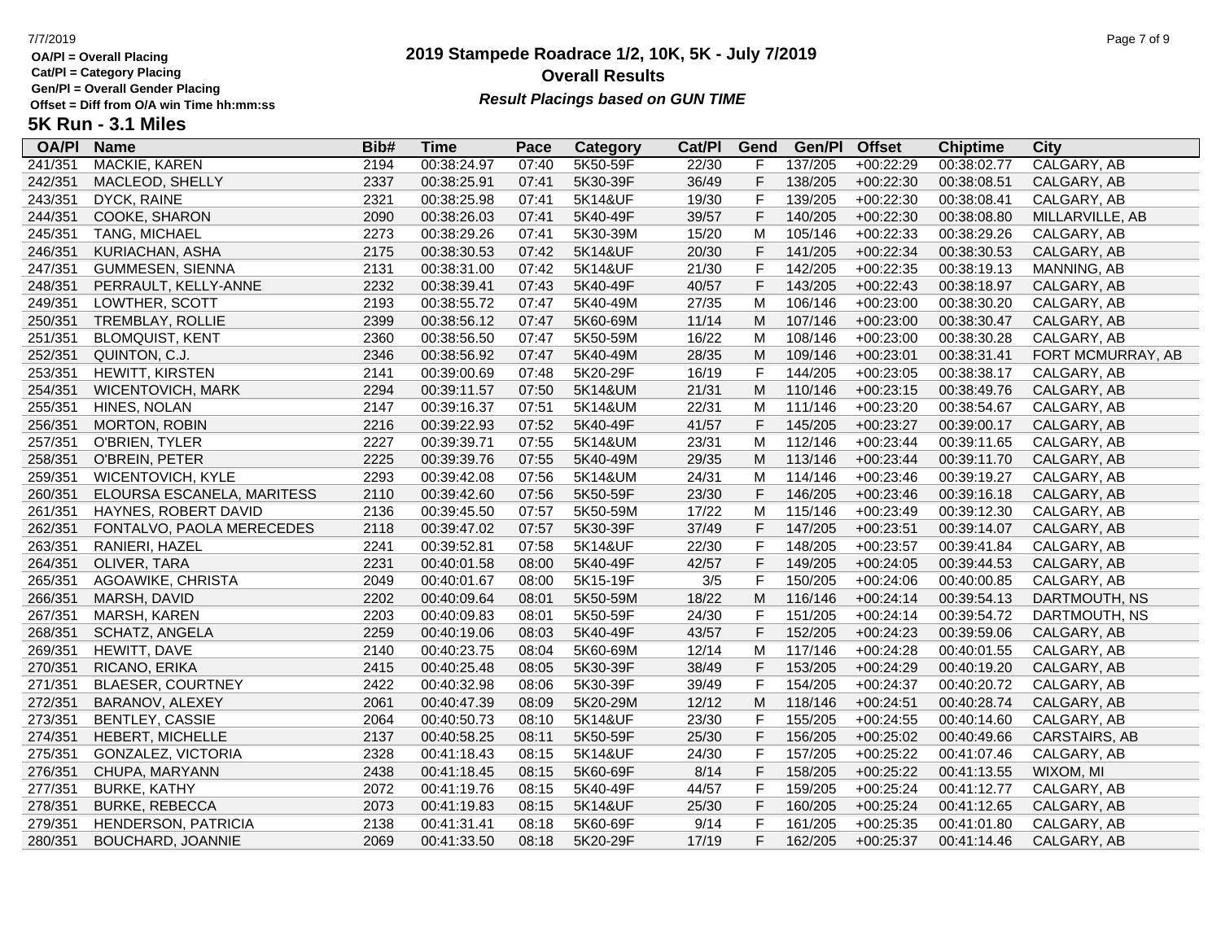# 2019 Stampede Roadrace 1/2, 10K, 5K - July 7/2019

## Overall Results

***Result Placings based on GUN TIME***

OA/Pl = Overall Placing
Cat/Pl = Category Placing
Gen/Pl = Overall Gender Placing
Offset = Diff from O/A win Time hh:mm:ss

### 5K Run - 3.1 Miles

| OA/Pl | Name | Bib# | Time | Pace | Category | Cat/Pl | Gend | Gen/Pl | Offset | Chiptime | City |
|---|---|---|---|---|---|---|---|---|---|---|---|
| 241/351 | MACKIE, KAREN | 2194 | 00:38:24.97 | 07:40 | 5K50-59F | 22/30 | F | 137/205 | +00:22:29 | 00:38:02.77 | CALGARY, AB |
| 242/351 | MACLEOD, SHELLY | 2337 | 00:38:25.91 | 07:41 | 5K30-39F | 36/49 | F | 138/205 | +00:22:30 | 00:38:08.51 | CALGARY, AB |
| 243/351 | DYCK, RAINE | 2321 | 00:38:25.98 | 07:41 | 5K14&UF | 19/30 | F | 139/205 | +00:22:30 | 00:38:08.41 | CALGARY, AB |
| 244/351 | COOKE, SHARON | 2090 | 00:38:26.03 | 07:41 | 5K40-49F | 39/57 | F | 140/205 | +00:22:30 | 00:38:08.80 | MILLARVILLE, AB |
| 245/351 | TANG, MICHAEL | 2273 | 00:38:29.26 | 07:41 | 5K30-39M | 15/20 | M | 105/146 | +00:22:33 | 00:38:29.26 | CALGARY, AB |
| 246/351 | KURIACHAN, ASHA | 2175 | 00:38:30.53 | 07:42 | 5K14&UF | 20/30 | F | 141/205 | +00:22:34 | 00:38:30.53 | CALGARY, AB |
| 247/351 | GUMMESEN, SIENNA | 2131 | 00:38:31.00 | 07:42 | 5K14&UF | 21/30 | F | 142/205 | +00:22:35 | 00:38:19.13 | MANNING, AB |
| 248/351 | PERRAULT, KELLY-ANNE | 2232 | 00:38:39.41 | 07:43 | 5K40-49F | 40/57 | F | 143/205 | +00:22:43 | 00:38:18.97 | CALGARY, AB |
| 249/351 | LOWTHER, SCOTT | 2193 | 00:38:55.72 | 07:47 | 5K40-49M | 27/35 | M | 106/146 | +00:23:00 | 00:38:30.20 | CALGARY, AB |
| 250/351 | TREMBLAY, ROLLIE | 2399 | 00:38:56.12 | 07:47 | 5K60-69M | 11/14 | M | 107/146 | +00:23:00 | 00:38:30.47 | CALGARY, AB |
| 251/351 | BLOMQUIST, KENT | 2360 | 00:38:56.50 | 07:47 | 5K50-59M | 16/22 | M | 108/146 | +00:23:00 | 00:38:30.28 | CALGARY, AB |
| 252/351 | QUINTON, C.J. | 2346 | 00:38:56.92 | 07:47 | 5K40-49M | 28/35 | M | 109/146 | +00:23:01 | 00:38:31.41 | FORT MCMURRAY, AB |
| 253/351 | HEWITT, KIRSTEN | 2141 | 00:39:00.69 | 07:48 | 5K20-29F | 16/19 | F | 144/205 | +00:23:05 | 00:38:38.17 | CALGARY, AB |
| 254/351 | WICENTOVICH, MARK | 2294 | 00:39:11.57 | 07:50 | 5K14&UM | 21/31 | M | 110/146 | +00:23:15 | 00:38:49.76 | CALGARY, AB |
| 255/351 | HINES, NOLAN | 2147 | 00:39:16.37 | 07:51 | 5K14&UM | 22/31 | M | 111/146 | +00:23:20 | 00:38:54.67 | CALGARY, AB |
| 256/351 | MORTON, ROBIN | 2216 | 00:39:22.93 | 07:52 | 5K40-49F | 41/57 | F | 145/205 | +00:23:27 | 00:39:00.17 | CALGARY, AB |
| 257/351 | O'BRIEN, TYLER | 2227 | 00:39:39.71 | 07:55 | 5K14&UM | 23/31 | M | 112/146 | +00:23:44 | 00:39:11.65 | CALGARY, AB |
| 258/351 | O'BREIN, PETER | 2225 | 00:39:39.76 | 07:55 | 5K40-49M | 29/35 | M | 113/146 | +00:23:44 | 00:39:11.70 | CALGARY, AB |
| 259/351 | WICENTOVICH, KYLE | 2293 | 00:39:42.08 | 07:56 | 5K14&UM | 24/31 | M | 114/146 | +00:23:46 | 00:39:19.27 | CALGARY, AB |
| 260/351 | ELOURSA ESCANELA, MARITESS | 2110 | 00:39:42.60 | 07:56 | 5K50-59F | 23/30 | F | 146/205 | +00:23:46 | 00:39:16.18 | CALGARY, AB |
| 261/351 | HAYNES, ROBERT DAVID | 2136 | 00:39:45.50 | 07:57 | 5K50-59M | 17/22 | M | 115/146 | +00:23:49 | 00:39:12.30 | CALGARY, AB |
| 262/351 | FONTALVO, PAOLA MERECEDES | 2118 | 00:39:47.02 | 07:57 | 5K30-39F | 37/49 | F | 147/205 | +00:23:51 | 00:39:14.07 | CALGARY, AB |
| 263/351 | RANIERI, HAZEL | 2241 | 00:39:52.81 | 07:58 | 5K14&UF | 22/30 | F | 148/205 | +00:23:57 | 00:39:41.84 | CALGARY, AB |
| 264/351 | OLIVER, TARA | 2231 | 00:40:01.58 | 08:00 | 5K40-49F | 42/57 | F | 149/205 | +00:24:05 | 00:39:44.53 | CALGARY, AB |
| 265/351 | AGOAWIKE, CHRISTA | 2049 | 00:40:01.67 | 08:00 | 5K15-19F | 3/5 | F | 150/205 | +00:24:06 | 00:40:00.85 | CALGARY, AB |
| 266/351 | MARSH, DAVID | 2202 | 00:40:09.64 | 08:01 | 5K50-59M | 18/22 | M | 116/146 | +00:24:14 | 00:39:54.13 | DARTMOUTH, NS |
| 267/351 | MARSH, KAREN | 2203 | 00:40:09.83 | 08:01 | 5K50-59F | 24/30 | F | 151/205 | +00:24:14 | 00:39:54.72 | DARTMOUTH, NS |
| 268/351 | SCHATZ, ANGELA | 2259 | 00:40:19.06 | 08:03 | 5K40-49F | 43/57 | F | 152/205 | +00:24:23 | 00:39:59.06 | CALGARY, AB |
| 269/351 | HEWITT, DAVE | 2140 | 00:40:23.75 | 08:04 | 5K60-69M | 12/14 | M | 117/146 | +00:24:28 | 00:40:01.55 | CALGARY, AB |
| 270/351 | RICANO, ERIKA | 2415 | 00:40:25.48 | 08:05 | 5K30-39F | 38/49 | F | 153/205 | +00:24:29 | 00:40:19.20 | CALGARY, AB |
| 271/351 | BLAESER, COURTNEY | 2422 | 00:40:32.98 | 08:06 | 5K30-39F | 39/49 | F | 154/205 | +00:24:37 | 00:40:20.72 | CALGARY, AB |
| 272/351 | BARANOV, ALEXEY | 2061 | 00:40:47.39 | 08:09 | 5K20-29M | 12/12 | M | 118/146 | +00:24:51 | 00:40:28.74 | CALGARY, AB |
| 273/351 | BENTLEY, CASSIE | 2064 | 00:40:50.73 | 08:10 | 5K14&UF | 23/30 | F | 155/205 | +00:24:55 | 00:40:14.60 | CALGARY, AB |
| 274/351 | HEBERT, MICHELLE | 2137 | 00:40:58.25 | 08:11 | 5K50-59F | 25/30 | F | 156/205 | +00:25:02 | 00:40:49.66 | CARSTAIRS, AB |
| 275/351 | GONZALEZ, VICTORIA | 2328 | 00:41:18.43 | 08:15 | 5K14&UF | 24/30 | F | 157/205 | +00:25:22 | 00:41:07.46 | CALGARY, AB |
| 276/351 | CHUPA, MARYANN | 2438 | 00:41:18.45 | 08:15 | 5K60-69F | 8/14 | F | 158/205 | +00:25:22 | 00:41:13.55 | WIXOM, MI |
| 277/351 | BURKE, KATHY | 2072 | 00:41:19.76 | 08:15 | 5K40-49F | 44/57 | F | 159/205 | +00:25:24 | 00:41:12.77 | CALGARY, AB |
| 278/351 | BURKE, REBECCA | 2073 | 00:41:19.83 | 08:15 | 5K14&UF | 25/30 | F | 160/205 | +00:25:24 | 00:41:12.65 | CALGARY, AB |
| 279/351 | HENDERSON, PATRICIA | 2138 | 00:41:31.41 | 08:18 | 5K60-69F | 9/14 | F | 161/205 | +00:25:35 | 00:41:01.80 | CALGARY, AB |
| 280/351 | BOUCHARD, JOANNIE | 2069 | 00:41:33.50 | 08:18 | 5K20-29F | 17/19 | F | 162/205 | +00:25:37 | 00:41:14.46 | CALGARY, AB |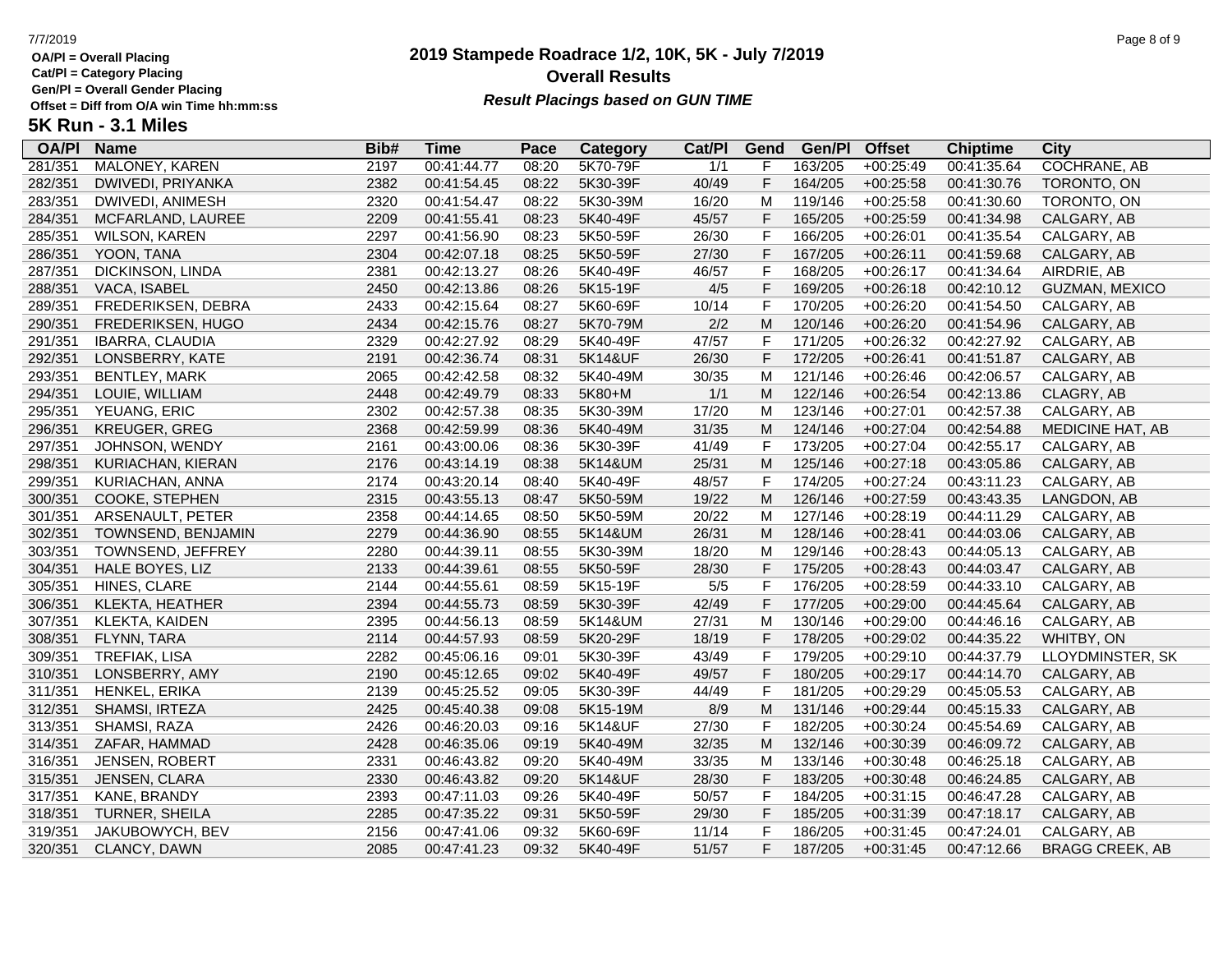OA/Pl = Overall Placing
Cat/Pl = Category Placing
Gen/Pl = Overall Gender Placing
Offset = Diff from O/A win Time hh:mm:ss

# 2019 Stampede Roadrace 1/2, 10K, 5K - July 7/2019

## Overall Results

***Result Placings based on GUN TIME***

### 5K Run - 3.1 Miles

| OA/Pl | Name | Bib# | Time | Pace | Category | Cat/Pl | Gend | Gen/Pl | Offset | Chiptime | City |
|---|---|---|---|---|---|---|---|---|---|---|---|
| 281/351 | MALONEY, KAREN | 2197 | 00:41:44.77 | 08:20 | 5K70-79F | 1/1 | F | 163/205 | +00:25:49 | 00:41:35.64 | COCHRANE, AB |
| 282/351 | DWIVEDI, PRIYANKA | 2382 | 00:41:54.45 | 08:22 | 5K30-39F | 40/49 | F | 164/205 | +00:25:58 | 00:41:30.76 | TORONTO, ON |
| 283/351 | DWIVEDI, ANIMESH | 2320 | 00:41:54.47 | 08:22 | 5K30-39M | 16/20 | M | 119/146 | +00:25:58 | 00:41:30.60 | TORONTO, ON |
| 284/351 | MCFARLAND, LAUREE | 2209 | 00:41:55.41 | 08:23 | 5K40-49F | 45/57 | F | 165/205 | +00:25:59 | 00:41:34.98 | CALGARY, AB |
| 285/351 | WILSON, KAREN | 2297 | 00:41:56.90 | 08:23 | 5K50-59F | 26/30 | F | 166/205 | +00:26:01 | 00:41:35.54 | CALGARY, AB |
| 286/351 | YOON, TANA | 2304 | 00:42:07.18 | 08:25 | 5K50-59F | 27/30 | F | 167/205 | +00:26:11 | 00:41:59.68 | CALGARY, AB |
| 287/351 | DICKINSON, LINDA | 2381 | 00:42:13.27 | 08:26 | 5K40-49F | 46/57 | F | 168/205 | +00:26:17 | 00:41:34.64 | AIRDRIE, AB |
| 288/351 | VACA, ISABEL | 2450 | 00:42:13.86 | 08:26 | 5K15-19F | 4/5 | F | 169/205 | +00:26:18 | 00:42:10.12 | GUZMAN, MEXICO |
| 289/351 | FREDERIKSEN, DEBRA | 2433 | 00:42:15.64 | 08:27 | 5K60-69F | 10/14 | F | 170/205 | +00:26:20 | 00:41:54.50 | CALGARY, AB |
| 290/351 | FREDERIKSEN, HUGO | 2434 | 00:42:15.76 | 08:27 | 5K70-79M | 2/2 | M | 120/146 | +00:26:20 | 00:41:54.96 | CALGARY, AB |
| 291/351 | IBARRA, CLAUDIA | 2329 | 00:42:27.92 | 08:29 | 5K40-49F | 47/57 | F | 171/205 | +00:26:32 | 00:42:27.92 | CALGARY, AB |
| 292/351 | LONSBERRY, KATE | 2191 | 00:42:36.74 | 08:31 | 5K14&UF | 26/30 | F | 172/205 | +00:26:41 | 00:41:51.87 | CALGARY, AB |
| 293/351 | BENTLEY, MARK | 2065 | 00:42:42.58 | 08:32 | 5K40-49M | 30/35 | M | 121/146 | +00:26:46 | 00:42:06.57 | CALGARY, AB |
| 294/351 | LOUIE, WILLIAM | 2448 | 00:42:49.79 | 08:33 | 5K80+M | 1/1 | M | 122/146 | +00:26:54 | 00:42:13.86 | CLAGRY, AB |
| 295/351 | YEUANG, ERIC | 2302 | 00:42:57.38 | 08:35 | 5K30-39M | 17/20 | M | 123/146 | +00:27:01 | 00:42:57.38 | CALGARY, AB |
| 296/351 | KREUGER, GREG | 2368 | 00:42:59.99 | 08:36 | 5K40-49M | 31/35 | M | 124/146 | +00:27:04 | 00:42:54.88 | MEDICINE HAT, AB |
| 297/351 | JOHNSON, WENDY | 2161 | 00:43:00.06 | 08:36 | 5K30-39F | 41/49 | F | 173/205 | +00:27:04 | 00:42:55.17 | CALGARY, AB |
| 298/351 | KURIACHAN, KIERAN | 2176 | 00:43:14.19 | 08:38 | 5K14&UM | 25/31 | M | 125/146 | +00:27:18 | 00:43:05.86 | CALGARY, AB |
| 299/351 | KURIACHAN, ANNA | 2174 | 00:43:20.14 | 08:40 | 5K40-49F | 48/57 | F | 174/205 | +00:27:24 | 00:43:11.23 | CALGARY, AB |
| 300/351 | COOKE, STEPHEN | 2315 | 00:43:55.13 | 08:47 | 5K50-59M | 19/22 | M | 126/146 | +00:27:59 | 00:43:43.35 | LANGDON, AB |
| 301/351 | ARSENAULT, PETER | 2358 | 00:44:14.65 | 08:50 | 5K50-59M | 20/22 | M | 127/146 | +00:28:19 | 00:44:11.29 | CALGARY, AB |
| 302/351 | TOWNSEND, BENJAMIN | 2279 | 00:44:36.90 | 08:55 | 5K14&UM | 26/31 | M | 128/146 | +00:28:41 | 00:44:03.06 | CALGARY, AB |
| 303/351 | TOWNSEND, JEFFREY | 2280 | 00:44:39.11 | 08:55 | 5K30-39M | 18/20 | M | 129/146 | +00:28:43 | 00:44:05.13 | CALGARY, AB |
| 304/351 | HALE BOYES, LIZ | 2133 | 00:44:39.61 | 08:55 | 5K50-59F | 28/30 | F | 175/205 | +00:28:43 | 00:44:03.47 | CALGARY, AB |
| 305/351 | HINES, CLARE | 2144 | 00:44:55.61 | 08:59 | 5K15-19F | 5/5 | F | 176/205 | +00:28:59 | 00:44:33.10 | CALGARY, AB |
| 306/351 | KLEKTA, HEATHER | 2394 | 00:44:55.73 | 08:59 | 5K30-39F | 42/49 | F | 177/205 | +00:29:00 | 00:44:45.64 | CALGARY, AB |
| 307/351 | KLEKTA, KAIDEN | 2395 | 00:44:56.13 | 08:59 | 5K14&UM | 27/31 | M | 130/146 | +00:29:00 | 00:44:46.16 | CALGARY, AB |
| 308/351 | FLYNN, TARA | 2114 | 00:44:57.93 | 08:59 | 5K20-29F | 18/19 | F | 178/205 | +00:29:02 | 00:44:35.22 | WHITBY, ON |
| 309/351 | TREFIAK, LISA | 2282 | 00:45:06.16 | 09:01 | 5K30-39F | 43/49 | F | 179/205 | +00:29:10 | 00:44:37.79 | LLOYDMINSTER, SK |
| 310/351 | LONSBERRY, AMY | 2190 | 00:45:12.65 | 09:02 | 5K40-49F | 49/57 | F | 180/205 | +00:29:17 | 00:44:14.70 | CALGARY, AB |
| 311/351 | HENKEL, ERIKA | 2139 | 00:45:25.52 | 09:05 | 5K30-39F | 44/49 | F | 181/205 | +00:29:29 | 00:45:05.53 | CALGARY, AB |
| 312/351 | SHAMSI, IRTEZA | 2425 | 00:45:40.38 | 09:08 | 5K15-19M | 8/9 | M | 131/146 | +00:29:44 | 00:45:15.33 | CALGARY, AB |
| 313/351 | SHAMSI, RAZA | 2426 | 00:46:20.03 | 09:16 | 5K14&UF | 27/30 | F | 182/205 | +00:30:24 | 00:45:54.69 | CALGARY, AB |
| 314/351 | ZAFAR, HAMMAD | 2428 | 00:46:35.06 | 09:19 | 5K40-49M | 32/35 | M | 132/146 | +00:30:39 | 00:46:09.72 | CALGARY, AB |
| 316/351 | JENSEN, ROBERT | 2331 | 00:46:43.82 | 09:20 | 5K40-49M | 33/35 | M | 133/146 | +00:30:48 | 00:46:25.18 | CALGARY, AB |
| 315/351 | JENSEN, CLARA | 2330 | 00:46:43.82 | 09:20 | 5K14&UF | 28/30 | F | 183/205 | +00:30:48 | 00:46:24.85 | CALGARY, AB |
| 317/351 | KANE, BRANDY | 2393 | 00:47:11.03 | 09:26 | 5K40-49F | 50/57 | F | 184/205 | +00:31:15 | 00:46:47.28 | CALGARY, AB |
| 318/351 | TURNER, SHEILA | 2285 | 00:47:35.22 | 09:31 | 5K50-59F | 29/30 | F | 185/205 | +00:31:39 | 00:47:18.17 | CALGARY, AB |
| 319/351 | JAKUBOWYCH, BEV | 2156 | 00:47:41.06 | 09:32 | 5K60-69F | 11/14 | F | 186/205 | +00:31:45 | 00:47:24.01 | CALGARY, AB |
| 320/351 | CLANCY, DAWN | 2085 | 00:47:41.23 | 09:32 | 5K40-49F | 51/57 | F | 187/205 | +00:31:45 | 00:47:12.66 | BRAGG CREEK, AB |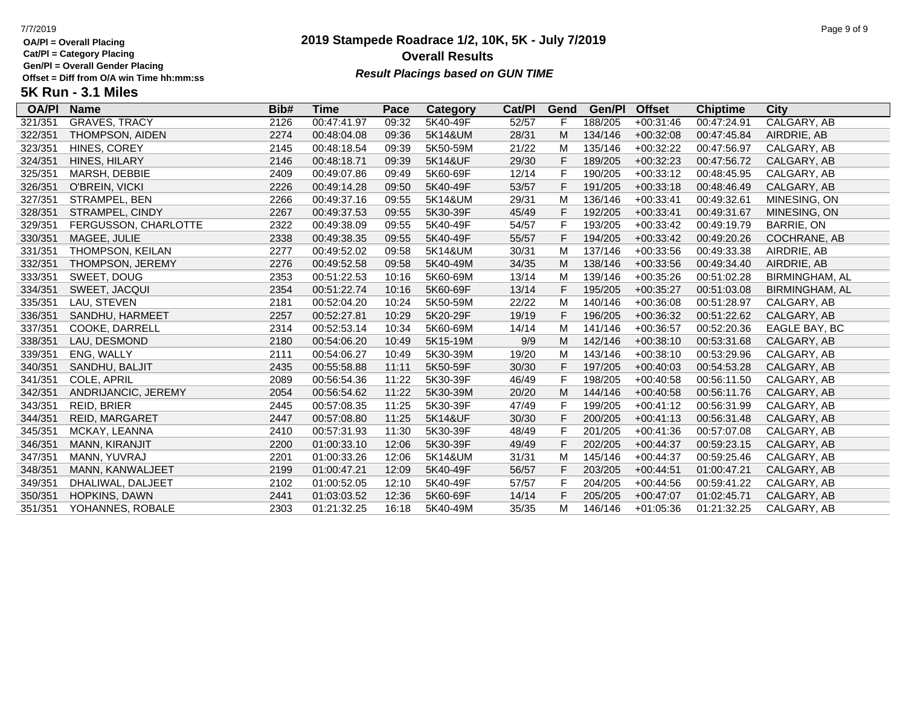OA/Pl = Overall Placing
Cat/Pl = Category Placing
Gen/Pl = Overall Gender Placing
Offset = Diff from O/A win Time hh:mm:ss

# 2019 Stampede Roadrace 1/2, 10K, 5K - July 7/2019

## Overall Results

***Result Placings based on GUN TIME***

## 5K Run - 3.1 Miles

| OA/Pl | Name | Bib# | Time | Pace | Category | Cat/Pl | Gend | Gen/Pl | Offset | Chiptime | City |
|---|---|---|---|---|---|---|---|---|---|---|---|
| 321/351 | GRAVES, TRACY | 2126 | 00:47:41.97 | 09:32 | 5K40-49F | 52/57 | F | 188/205 | +00:31:46 | 00:47:24.91 | CALGARY, AB |
| 322/351 | THOMPSON, AIDEN | 2274 | 00:48:04.08 | 09:36 | 5K14&UM | 28/31 | M | 134/146 | +00:32:08 | 00:47:45.84 | AIRDRIE, AB |
| 323/351 | HINES, COREY | 2145 | 00:48:18.54 | 09:39 | 5K50-59M | 21/22 | M | 135/146 | +00:32:22 | 00:47:56.97 | CALGARY, AB |
| 324/351 | HINES, HILARY | 2146 | 00:48:18.71 | 09:39 | 5K14&UF | 29/30 | F | 189/205 | +00:32:23 | 00:47:56.72 | CALGARY, AB |
| 325/351 | MARSH, DEBBIE | 2409 | 00:49:07.86 | 09:49 | 5K60-69F | 12/14 | F | 190/205 | +00:33:12 | 00:48:45.95 | CALGARY, AB |
| 326/351 | O'BREIN, VICKI | 2226 | 00:49:14.28 | 09:50 | 5K40-49F | 53/57 | F | 191/205 | +00:33:18 | 00:48:46.49 | CALGARY, AB |
| 327/351 | STRAMPEL, BEN | 2266 | 00:49:37.16 | 09:55 | 5K14&UM | 29/31 | M | 136/146 | +00:33:41 | 00:49:32.61 | MINESING, ON |
| 328/351 | STRAMPEL, CINDY | 2267 | 00:49:37.53 | 09:55 | 5K30-39F | 45/49 | F | 192/205 | +00:33:41 | 00:49:31.67 | MINESING, ON |
| 329/351 | FERGUSSON, CHARLOTTE | 2322 | 00:49:38.09 | 09:55 | 5K40-49F | 54/57 | F | 193/205 | +00:33:42 | 00:49:19.79 | BARRIE, ON |
| 330/351 | MAGEE, JULIE | 2338 | 00:49:38.35 | 09:55 | 5K40-49F | 55/57 | F | 194/205 | +00:33:42 | 00:49:20.26 | COCHRANE, AB |
| 331/351 | THOMPSON, KEILAN | 2277 | 00:49:52.02 | 09:58 | 5K14&UM | 30/31 | M | 137/146 | +00:33:56 | 00:49:33.38 | AIRDRIE, AB |
| 332/351 | THOMPSON, JEREMY | 2276 | 00:49:52.58 | 09:58 | 5K40-49M | 34/35 | M | 138/146 | +00:33:56 | 00:49:34.40 | AIRDRIE, AB |
| 333/351 | SWEET, DOUG | 2353 | 00:51:22.53 | 10:16 | 5K60-69M | 13/14 | M | 139/146 | +00:35:26 | 00:51:02.28 | BIRMINGHAM, AL |
| 334/351 | SWEET, JACQUI | 2354 | 00:51:22.74 | 10:16 | 5K60-69F | 13/14 | F | 195/205 | +00:35:27 | 00:51:03.08 | BIRMINGHAM, AL |
| 335/351 | LAU, STEVEN | 2181 | 00:52:04.20 | 10:24 | 5K50-59M | 22/22 | M | 140/146 | +00:36:08 | 00:51:28.97 | CALGARY, AB |
| 336/351 | SANDHU, HARMEET | 2257 | 00:52:27.81 | 10:29 | 5K20-29F | 19/19 | F | 196/205 | +00:36:32 | 00:51:22.62 | CALGARY, AB |
| 337/351 | COOKE, DARRELL | 2314 | 00:52:53.14 | 10:34 | 5K60-69M | 14/14 | M | 141/146 | +00:36:57 | 00:52:20.36 | EAGLE BAY, BC |
| 338/351 | LAU, DESMOND | 2180 | 00:54:06.20 | 10:49 | 5K15-19M | 9/9 | M | 142/146 | +00:38:10 | 00:53:31.68 | CALGARY, AB |
| 339/351 | ENG, WALLY | 2111 | 00:54:06.27 | 10:49 | 5K30-39M | 19/20 | M | 143/146 | +00:38:10 | 00:53:29.96 | CALGARY, AB |
| 340/351 | SANDHU, BALJIT | 2435 | 00:55:58.88 | 11:11 | 5K50-59F | 30/30 | F | 197/205 | +00:40:03 | 00:54:53.28 | CALGARY, AB |
| 341/351 | COLE, APRIL | 2089 | 00:56:54.36 | 11:22 | 5K30-39F | 46/49 | F | 198/205 | +00:40:58 | 00:56:11.50 | CALGARY, AB |
| 342/351 | ANDRIJANCIC, JEREMY | 2054 | 00:56:54.62 | 11:22 | 5K30-39M | 20/20 | M | 144/146 | +00:40:58 | 00:56:11.76 | CALGARY, AB |
| 343/351 | REID, BRIER | 2445 | 00:57:08.35 | 11:25 | 5K30-39F | 47/49 | F | 199/205 | +00:41:12 | 00:56:31.99 | CALGARY, AB |
| 344/351 | REID, MARGARET | 2447 | 00:57:08.80 | 11:25 | 5K14&UF | 30/30 | F | 200/205 | +00:41:13 | 00:56:31.48 | CALGARY, AB |
| 345/351 | MCKAY, LEANNA | 2410 | 00:57:31.93 | 11:30 | 5K30-39F | 48/49 | F | 201/205 | +00:41:36 | 00:57:07.08 | CALGARY, AB |
| 346/351 | MANN, KIRANJIT | 2200 | 01:00:33.10 | 12:06 | 5K30-39F | 49/49 | F | 202/205 | +00:44:37 | 00:59:23.15 | CALGARY, AB |
| 347/351 | MANN, YUVRAJ | 2201 | 01:00:33.26 | 12:06 | 5K14&UM | 31/31 | M | 145/146 | +00:44:37 | 00:59:25.46 | CALGARY, AB |
| 348/351 | MANN, KANWALJEET | 2199 | 01:00:47.21 | 12:09 | 5K40-49F | 56/57 | F | 203/205 | +00:44:51 | 01:00:47.21 | CALGARY, AB |
| 349/351 | DHALIWAL, DALJEET | 2102 | 01:00:52.05 | 12:10 | 5K40-49F | 57/57 | F | 204/205 | +00:44:56 | 00:59:41.22 | CALGARY, AB |
| 350/351 | HOPKINS, DAWN | 2441 | 01:03:03.52 | 12:36 | 5K60-69F | 14/14 | F | 205/205 | +00:47:07 | 01:02:45.71 | CALGARY, AB |
| 351/351 | YOHANNES, ROBALE | 2303 | 01:21:32.25 | 16:18 | 5K40-49M | 35/35 | M | 146/146 | +01:05:36 | 01:21:32.25 | CALGARY, AB |